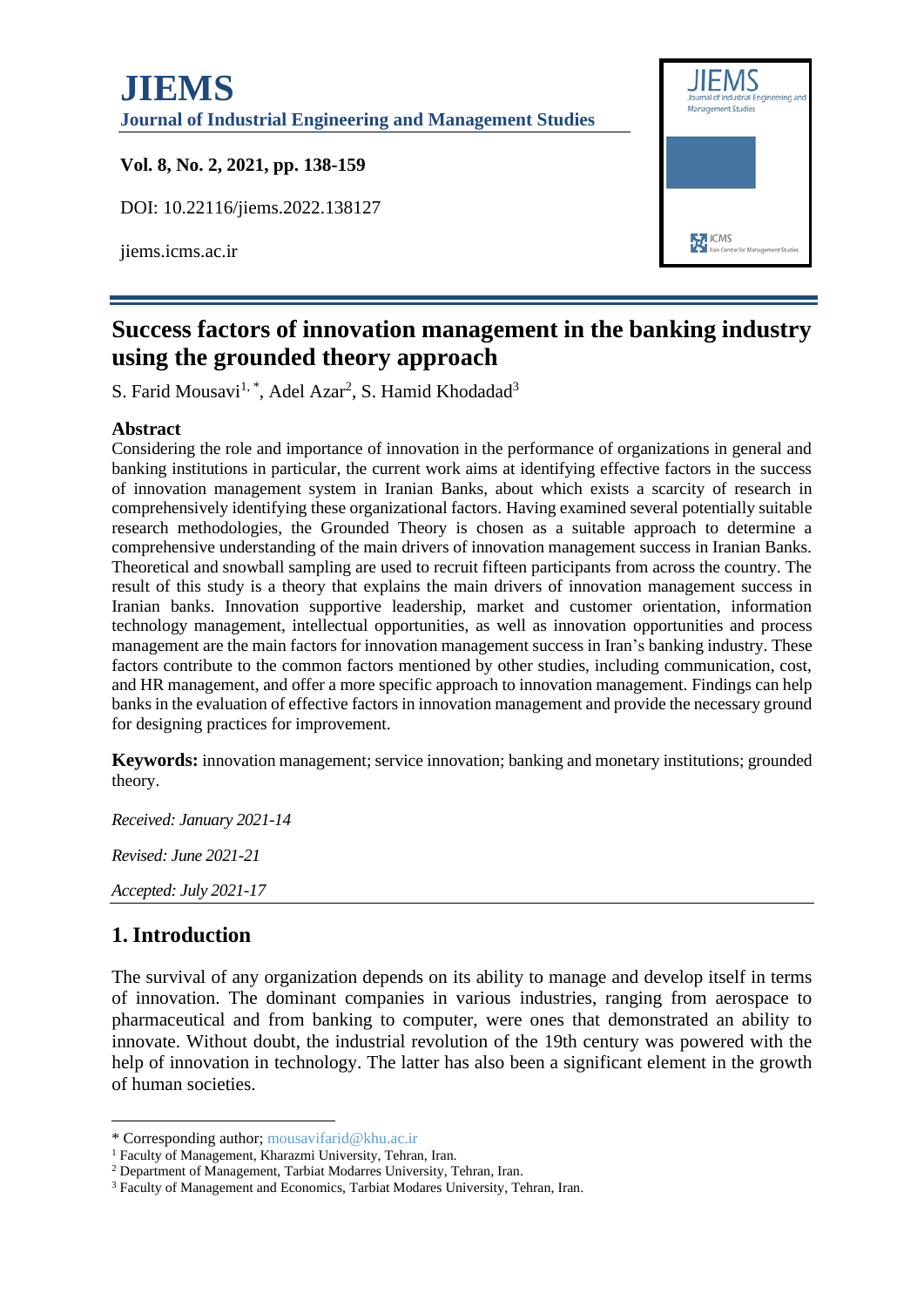# JIEMS

**Journal of Industrial Engineering and Management Studies**

**Vol. 8, No. 2, 2021, pp. 138-159**

DOI: 10.22116/jiems.2022.138127

jiems.icms.ac.ir

# Success factors of innovation management in the banking industry using the grounded theory approach

S. Farid Mousavi[1,*], Adel Azar[2], S. Hamid Khodadad[3]

**Abstract**

Considering the role and importance of innovation in the performance of organizations in general and banking institutions in particular, the current work aims at identifying effective factors in the success of innovation management system in Iranian Banks, about which exists a scarcity of research in comprehensively identifying these organizational factors. Having examined several potentially suitable research methodologies, the Grounded Theory is chosen as a suitable approach to determine a comprehensive understanding of the main drivers of innovation management success in Iranian Banks. Theoretical and snowball sampling are used to recruit fifteen participants from across the country. The result of this study is a theory that explains the main drivers of innovation management success in Iranian banks. Innovation supportive leadership, market and customer orientation, information technology management, intellectual opportunities, as well as innovation opportunities and process management are the main factors for innovation management success in Iran's banking industry. These factors contribute to the common factors mentioned by other studies, including communication, cost, and HR management, and offer a more specific approach to innovation management. Findings can help banks in the evaluation of effective factors in innovation management and provide the necessary ground for designing practices for improvement.

**Keywords:** innovation management; service innovation; banking and monetary institutions; grounded theory.

*Received: January 2021-14*

*Revised: June 2021-21*

*Accepted: July 2021-17*

## 1. Introduction

The survival of any organization depends on its ability to manage and develop itself in terms of innovation. The dominant companies in various industries, ranging from aerospace to pharmaceutical and from banking to computer, were ones that demonstrated an ability to innovate. Without doubt, the industrial revolution of the 19th century was powered with the help of innovation in technology. The latter has also been a significant element in the growth of human societies.

---

* Corresponding author; mousavifarid@khu.ac.ir

[1] Faculty of Management, Kharazmi University, Tehran, Iran.

[2] Department of Management, Tarbiat Modarres University, Tehran, Iran.

[3] Faculty of Management and Economics, Tarbiat Modares University, Tehran, Iran.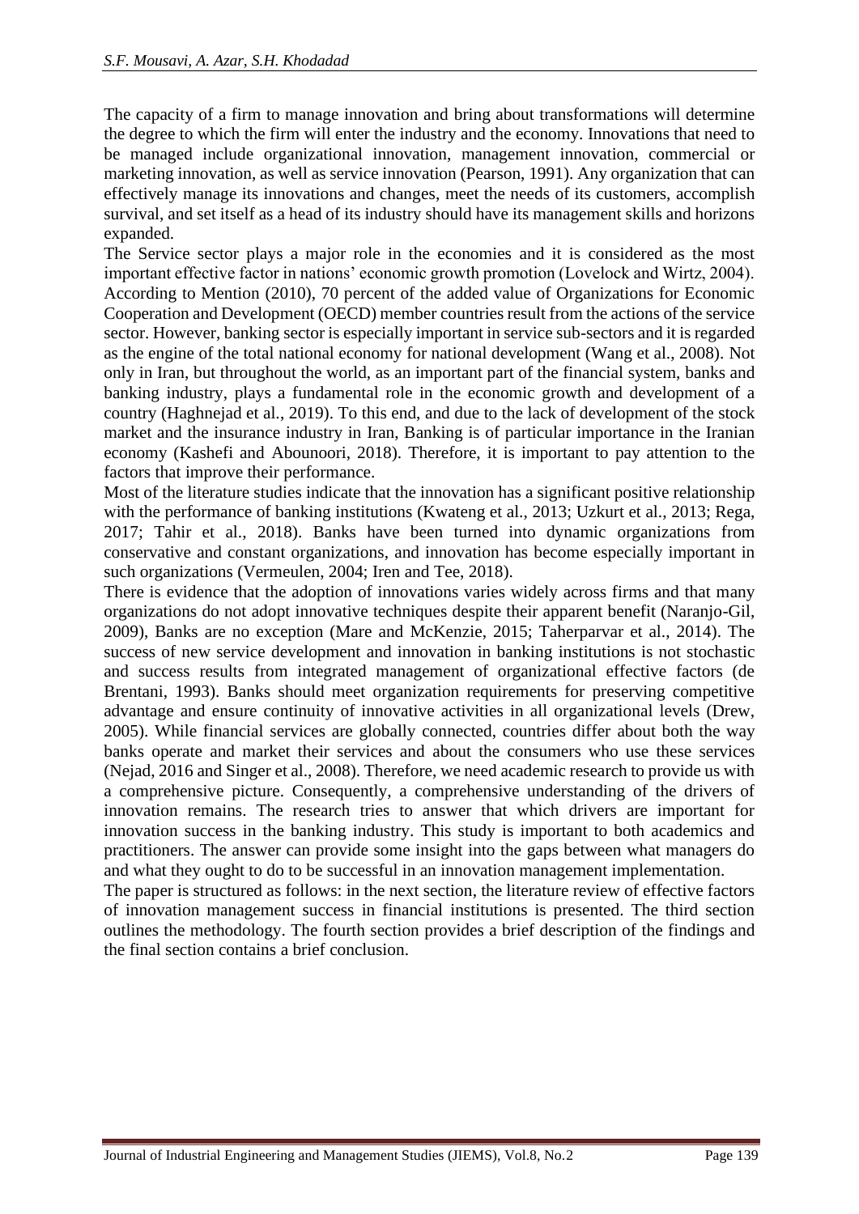The capacity of a firm to manage innovation and bring about transformations will determine the degree to which the firm will enter the industry and the economy. Innovations that need to be managed include organizational innovation, management innovation, commercial or marketing innovation, as well as service innovation (Pearson, 1991). Any organization that can effectively manage its innovations and changes, meet the needs of its customers, accomplish survival, and set itself as a head of its industry should have its management skills and horizons expanded.

The Service sector plays a major role in the economies and it is considered as the most important effective factor in nations' economic growth promotion (Lovelock and Wirtz, 2004). According to Mention (2010), 70 percent of the added value of Organizations for Economic Cooperation and Development (OECD) member countries result from the actions of the service sector. However, banking sector is especially important in service sub-sectors and it is regarded as the engine of the total national economy for national development (Wang et al., 2008). Not only in Iran, but throughout the world, as an important part of the financial system, banks and banking industry, plays a fundamental role in the economic growth and development of a country (Haghnejad et al., 2019). To this end, and due to the lack of development of the stock market and the insurance industry in Iran, Banking is of particular importance in the Iranian economy (Kashefi and Abounoori, 2018). Therefore, it is important to pay attention to the factors that improve their performance.

Most of the literature studies indicate that the innovation has a significant positive relationship with the performance of banking institutions (Kwateng et al., 2013; Uzkurt et al., 2013; Rega, 2017; Tahir et al., 2018). Banks have been turned into dynamic organizations from conservative and constant organizations, and innovation has become especially important in such organizations (Vermeulen, 2004; Iren and Tee, 2018).

There is evidence that the adoption of innovations varies widely across firms and that many organizations do not adopt innovative techniques despite their apparent benefit (Naranjo-Gil, 2009), Banks are no exception (Mare and McKenzie, 2015; Taherparvar et al., 2014). The success of new service development and innovation in banking institutions is not stochastic and success results from integrated management of organizational effective factors (de Brentani, 1993). Banks should meet organization requirements for preserving competitive advantage and ensure continuity of innovative activities in all organizational levels (Drew, 2005). While financial services are globally connected, countries differ about both the way banks operate and market their services and about the consumers who use these services (Nejad, 2016 and Singer et al., 2008). Therefore, we need academic research to provide us with a comprehensive picture. Consequently, a comprehensive understanding of the drivers of innovation remains. The research tries to answer that which drivers are important for innovation success in the banking industry. This study is important to both academics and practitioners. The answer can provide some insight into the gaps between what managers do and what they ought to do to be successful in an innovation management implementation.

The paper is structured as follows: in the next section, the literature review of effective factors of innovation management success in financial institutions is presented. The third section outlines the methodology. The fourth section provides a brief description of the findings and the final section contains a brief conclusion.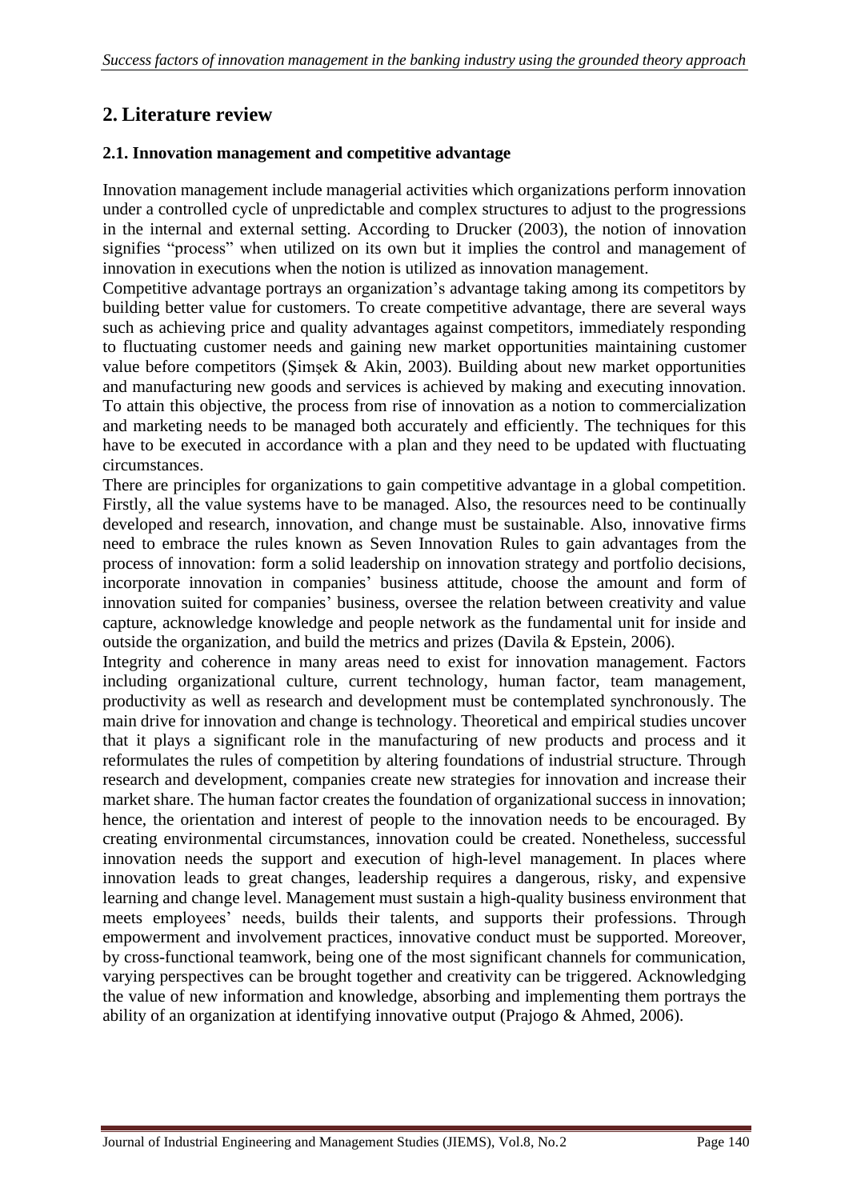## 2. Literature review

### 2.1. Innovation management and competitive advantage

Innovation management include managerial activities which organizations perform innovation under a controlled cycle of unpredictable and complex structures to adjust to the progressions in the internal and external setting. According to Drucker (2003), the notion of innovation signifies "process" when utilized on its own but it implies the control and management of innovation in executions when the notion is utilized as innovation management.

Competitive advantage portrays an organization's advantage taking among its competitors by building better value for customers. To create competitive advantage, there are several ways such as achieving price and quality advantages against competitors, immediately responding to fluctuating customer needs and gaining new market opportunities maintaining customer value before competitors (Şimşek & Akin, 2003). Building about new market opportunities and manufacturing new goods and services is achieved by making and executing innovation. To attain this objective, the process from rise of innovation as a notion to commercialization and marketing needs to be managed both accurately and efficiently. The techniques for this have to be executed in accordance with a plan and they need to be updated with fluctuating circumstances.

There are principles for organizations to gain competitive advantage in a global competition. Firstly, all the value systems have to be managed. Also, the resources need to be continually developed and research, innovation, and change must be sustainable. Also, innovative firms need to embrace the rules known as Seven Innovation Rules to gain advantages from the process of innovation: form a solid leadership on innovation strategy and portfolio decisions, incorporate innovation in companies' business attitude, choose the amount and form of innovation suited for companies' business, oversee the relation between creativity and value capture, acknowledge knowledge and people network as the fundamental unit for inside and outside the organization, and build the metrics and prizes (Davila & Epstein, 2006).

Integrity and coherence in many areas need to exist for innovation management. Factors including organizational culture, current technology, human factor, team management, productivity as well as research and development must be contemplated synchronously. The main drive for innovation and change is technology. Theoretical and empirical studies uncover that it plays a significant role in the manufacturing of new products and process and it reformulates the rules of competition by altering foundations of industrial structure. Through research and development, companies create new strategies for innovation and increase their market share. The human factor creates the foundation of organizational success in innovation; hence, the orientation and interest of people to the innovation needs to be encouraged. By creating environmental circumstances, innovation could be created. Nonetheless, successful innovation needs the support and execution of high-level management. In places where innovation leads to great changes, leadership requires a dangerous, risky, and expensive learning and change level. Management must sustain a high-quality business environment that meets employees' needs, builds their talents, and supports their professions. Through empowerment and involvement practices, innovative conduct must be supported. Moreover, by cross-functional teamwork, being one of the most significant channels for communication, varying perspectives can be brought together and creativity can be triggered. Acknowledging the value of new information and knowledge, absorbing and implementing them portrays the ability of an organization at identifying innovative output (Prajogo & Ahmed, 2006).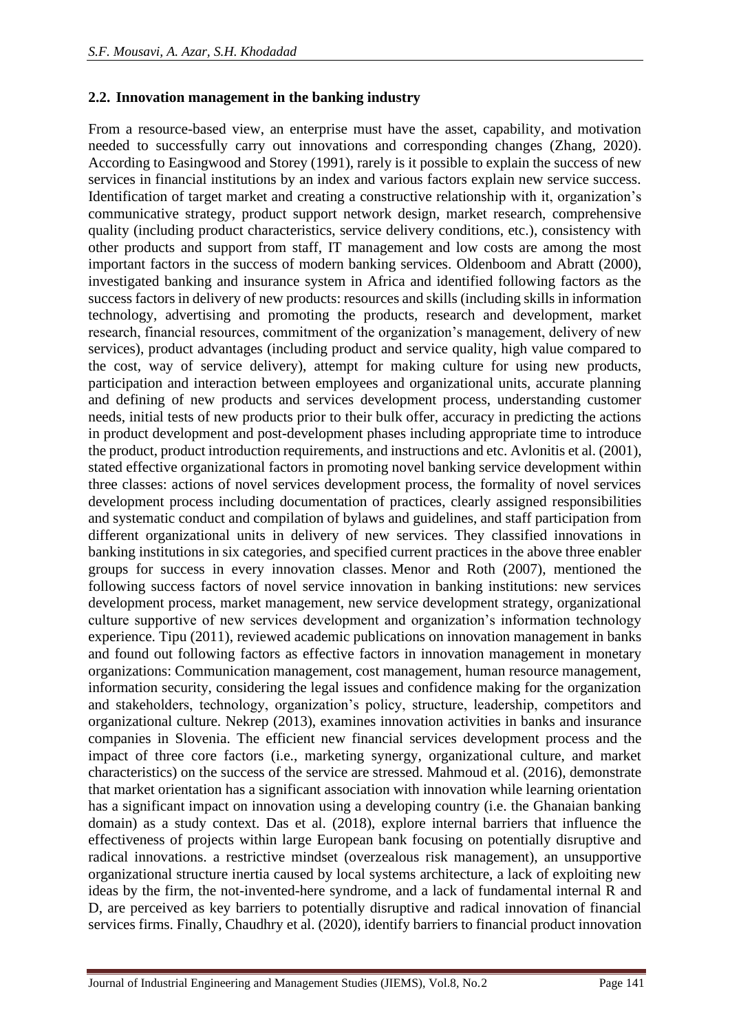## 2.2. Innovation management in the banking industry

From a resource-based view, an enterprise must have the asset, capability, and motivation needed to successfully carry out innovations and corresponding changes (Zhang, 2020). According to Easingwood and Storey (1991), rarely is it possible to explain the success of new services in financial institutions by an index and various factors explain new service success. Identification of target market and creating a constructive relationship with it, organization's communicative strategy, product support network design, market research, comprehensive quality (including product characteristics, service delivery conditions, etc.), consistency with other products and support from staff, IT management and low costs are among the most important factors in the success of modern banking services. Oldenboom and Abratt (2000), investigated banking and insurance system in Africa and identified following factors as the success factors in delivery of new products: resources and skills (including skills in information technology, advertising and promoting the products, research and development, market research, financial resources, commitment of the organization's management, delivery of new services), product advantages (including product and service quality, high value compared to the cost, way of service delivery), attempt for making culture for using new products, participation and interaction between employees and organizational units, accurate planning and defining of new products and services development process, understanding customer needs, initial tests of new products prior to their bulk offer, accuracy in predicting the actions in product development and post-development phases including appropriate time to introduce the product, product introduction requirements, and instructions and etc. Avlonitis et al. (2001), stated effective organizational factors in promoting novel banking service development within three classes: actions of novel services development process, the formality of novel services development process including documentation of practices, clearly assigned responsibilities and systematic conduct and compilation of bylaws and guidelines, and staff participation from different organizational units in delivery of new services. They classified innovations in banking institutions in six categories, and specified current practices in the above three enabler groups for success in every innovation classes. Menor and Roth (2007), mentioned the following success factors of novel service innovation in banking institutions: new services development process, market management, new service development strategy, organizational culture supportive of new services development and organization's information technology experience. Tipu (2011), reviewed academic publications on innovation management in banks and found out following factors as effective factors in innovation management in monetary organizations: Communication management, cost management, human resource management, information security, considering the legal issues and confidence making for the organization and stakeholders, technology, organization's policy, structure, leadership, competitors and organizational culture. Nekrep (2013), examines innovation activities in banks and insurance companies in Slovenia. The efficient new financial services development process and the impact of three core factors (i.e., marketing synergy, organizational culture, and market characteristics) on the success of the service are stressed. Mahmoud et al. (2016), demonstrate that market orientation has a significant association with innovation while learning orientation has a significant impact on innovation using a developing country (i.e. the Ghanaian banking domain) as a study context. Das et al. (2018), explore internal barriers that influence the effectiveness of projects within large European bank focusing on potentially disruptive and radical innovations. a restrictive mindset (overzealous risk management), an unsupportive organizational structure inertia caused by local systems architecture, a lack of exploiting new ideas by the firm, the not-invented-here syndrome, and a lack of fundamental internal R and D, are perceived as key barriers to potentially disruptive and radical innovation of financial services firms. Finally, Chaudhry et al. (2020), identify barriers to financial product innovation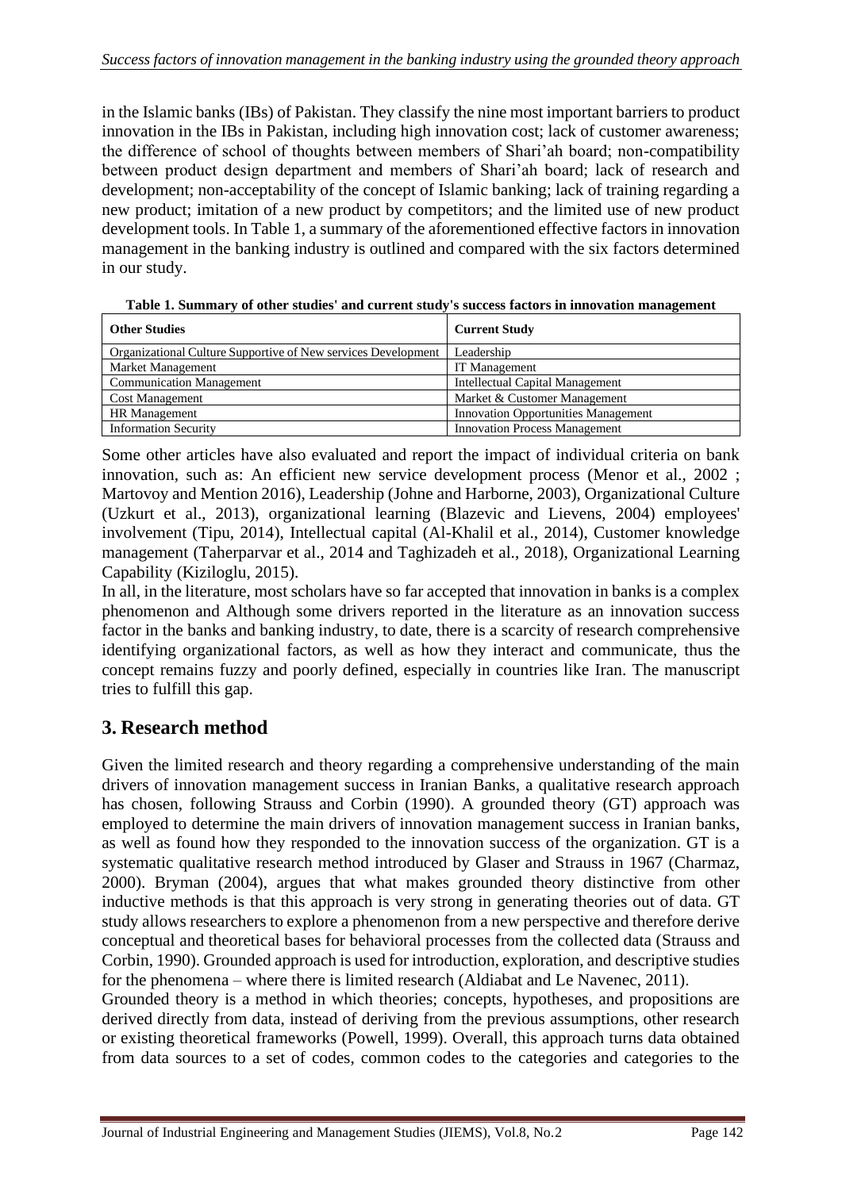in the Islamic banks (IBs) of Pakistan. They classify the nine most important barriers to product innovation in the IBs in Pakistan, including high innovation cost; lack of customer awareness; the difference of school of thoughts between members of Shari'ah board; non-compatibility between product design department and members of Shari'ah board; lack of research and development; non-acceptability of the concept of Islamic banking; lack of training regarding a new product; imitation of a new product by competitors; and the limited use of new product development tools. In Table 1, a summary of the aforementioned effective factors in innovation management in the banking industry is outlined and compared with the six factors determined in our study.

**Table 1. Summary of other studies' and current study's success factors in innovation management**

| Other Studies | Current Study |
|---|---|
| Organizational Culture Supportive of New services Development | Leadership |
| Market Management | IT Management |
| Communication Management | Intellectual Capital Management |
| Cost Management | Market & Customer Management |
| HR Management | Innovation Opportunities Management |
| Information Security | Innovation Process Management |

Some other articles have also evaluated and report the impact of individual criteria on bank innovation, such as: An efficient new service development process (Menor et al., 2002 ; Martovoy and Mention 2016), Leadership (Johne and Harborne, 2003), Organizational Culture (Uzkurt et al., 2013), organizational learning (Blazevic and Lievens, 2004) employees' involvement (Tipu, 2014), Intellectual capital (Al-Khalil et al., 2014), Customer knowledge management (Taherparvar et al., 2014 and Taghizadeh et al., 2018), Organizational Learning Capability (Kiziloglu, 2015).

In all, in the literature, most scholars have so far accepted that innovation in banks is a complex phenomenon and Although some drivers reported in the literature as an innovation success factor in the banks and banking industry, to date, there is a scarcity of research comprehensive identifying organizational factors, as well as how they interact and communicate, thus the concept remains fuzzy and poorly defined, especially in countries like Iran. The manuscript tries to fulfill this gap.

## 3. Research method

Given the limited research and theory regarding a comprehensive understanding of the main drivers of innovation management success in Iranian Banks, a qualitative research approach has chosen, following Strauss and Corbin (1990). A grounded theory (GT) approach was employed to determine the main drivers of innovation management success in Iranian banks, as well as found how they responded to the innovation success of the organization. GT is a systematic qualitative research method introduced by Glaser and Strauss in 1967 (Charmaz, 2000). Bryman (2004), argues that what makes grounded theory distinctive from other inductive methods is that this approach is very strong in generating theories out of data. GT study allows researchers to explore a phenomenon from a new perspective and therefore derive conceptual and theoretical bases for behavioral processes from the collected data (Strauss and Corbin, 1990). Grounded approach is used for introduction, exploration, and descriptive studies for the phenomena – where there is limited research (Aldiabat and Le Navenec, 2011).

Grounded theory is a method in which theories; concepts, hypotheses, and propositions are derived directly from data, instead of deriving from the previous assumptions, other research or existing theoretical frameworks (Powell, 1999). Overall, this approach turns data obtained from data sources to a set of codes, common codes to the categories and categories to the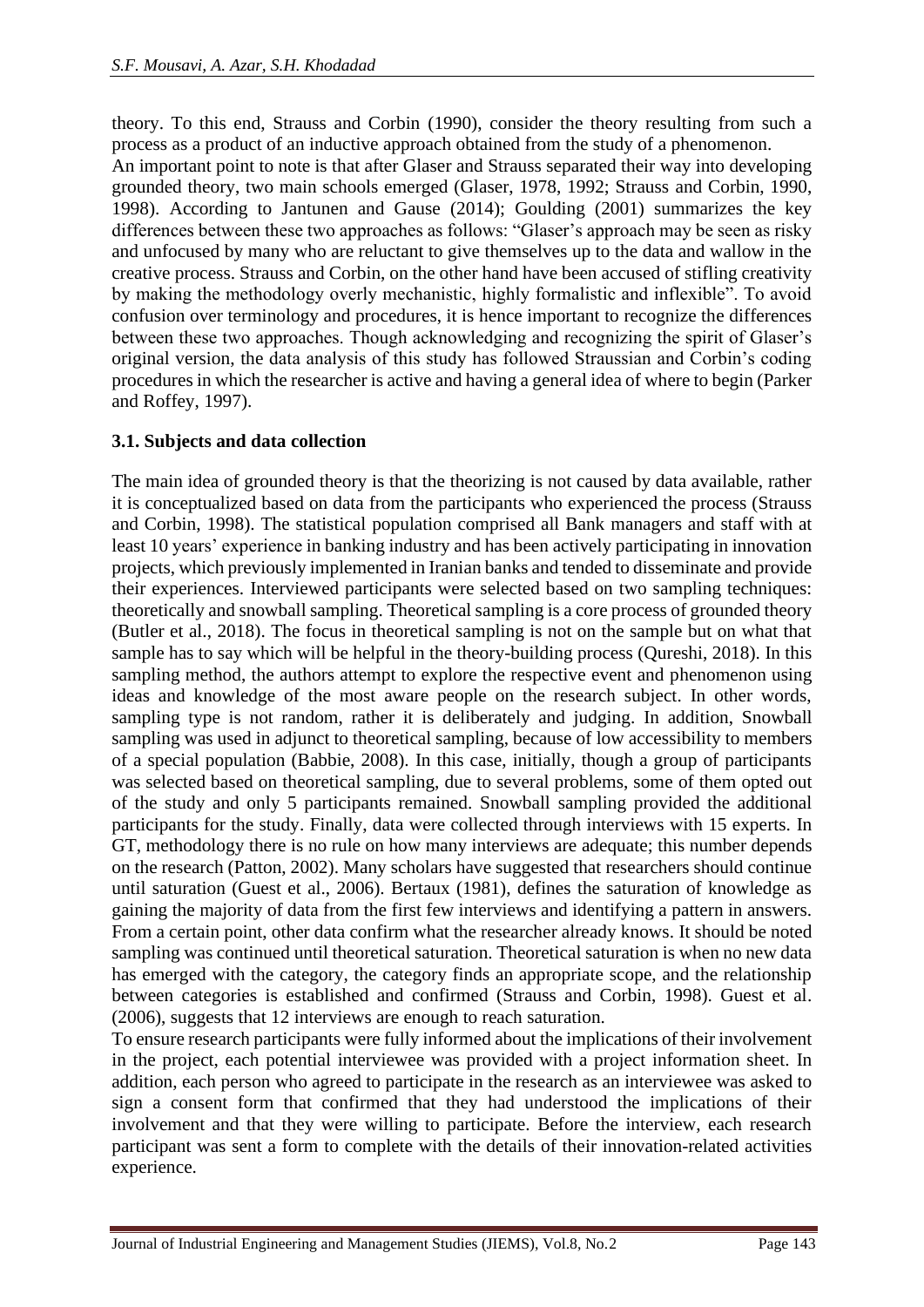theory. To this end, Strauss and Corbin (1990), consider the theory resulting from such a process as a product of an inductive approach obtained from the study of a phenomenon.

An important point to note is that after Glaser and Strauss separated their way into developing grounded theory, two main schools emerged (Glaser, 1978, 1992; Strauss and Corbin, 1990, 1998). According to Jantunen and Gause (2014); Goulding (2001) summarizes the key differences between these two approaches as follows: "Glaser's approach may be seen as risky and unfocused by many who are reluctant to give themselves up to the data and wallow in the creative process. Strauss and Corbin, on the other hand have been accused of stifling creativity by making the methodology overly mechanistic, highly formalistic and inflexible". To avoid confusion over terminology and procedures, it is hence important to recognize the differences between these two approaches. Though acknowledging and recognizing the spirit of Glaser's original version, the data analysis of this study has followed Straussian and Corbin's coding procedures in which the researcher is active and having a general idea of where to begin (Parker and Roffey, 1997).

### 3.1. Subjects and data collection

The main idea of grounded theory is that the theorizing is not caused by data available, rather it is conceptualized based on data from the participants who experienced the process (Strauss and Corbin, 1998). The statistical population comprised all Bank managers and staff with at least 10 years' experience in banking industry and has been actively participating in innovation projects, which previously implemented in Iranian banks and tended to disseminate and provide their experiences. Interviewed participants were selected based on two sampling techniques: theoretically and snowball sampling. Theoretical sampling is a core process of grounded theory (Butler et al., 2018). The focus in theoretical sampling is not on the sample but on what that sample has to say which will be helpful in the theory-building process (Qureshi, 2018). In this sampling method, the authors attempt to explore the respective event and phenomenon using ideas and knowledge of the most aware people on the research subject. In other words, sampling type is not random, rather it is deliberately and judging. In addition, Snowball sampling was used in adjunct to theoretical sampling, because of low accessibility to members of a special population (Babbie, 2008). In this case, initially, though a group of participants was selected based on theoretical sampling, due to several problems, some of them opted out of the study and only 5 participants remained. Snowball sampling provided the additional participants for the study. Finally, data were collected through interviews with 15 experts. In GT, methodology there is no rule on how many interviews are adequate; this number depends on the research (Patton, 2002). Many scholars have suggested that researchers should continue until saturation (Guest et al., 2006). Bertaux (1981), defines the saturation of knowledge as gaining the majority of data from the first few interviews and identifying a pattern in answers. From a certain point, other data confirm what the researcher already knows. It should be noted sampling was continued until theoretical saturation. Theoretical saturation is when no new data has emerged with the category, the category finds an appropriate scope, and the relationship between categories is established and confirmed (Strauss and Corbin, 1998). Guest et al. (2006), suggests that 12 interviews are enough to reach saturation.

To ensure research participants were fully informed about the implications of their involvement in the project, each potential interviewee was provided with a project information sheet. In addition, each person who agreed to participate in the research as an interviewee was asked to sign a consent form that confirmed that they had understood the implications of their involvement and that they were willing to participate. Before the interview, each research participant was sent a form to complete with the details of their innovation-related activities experience.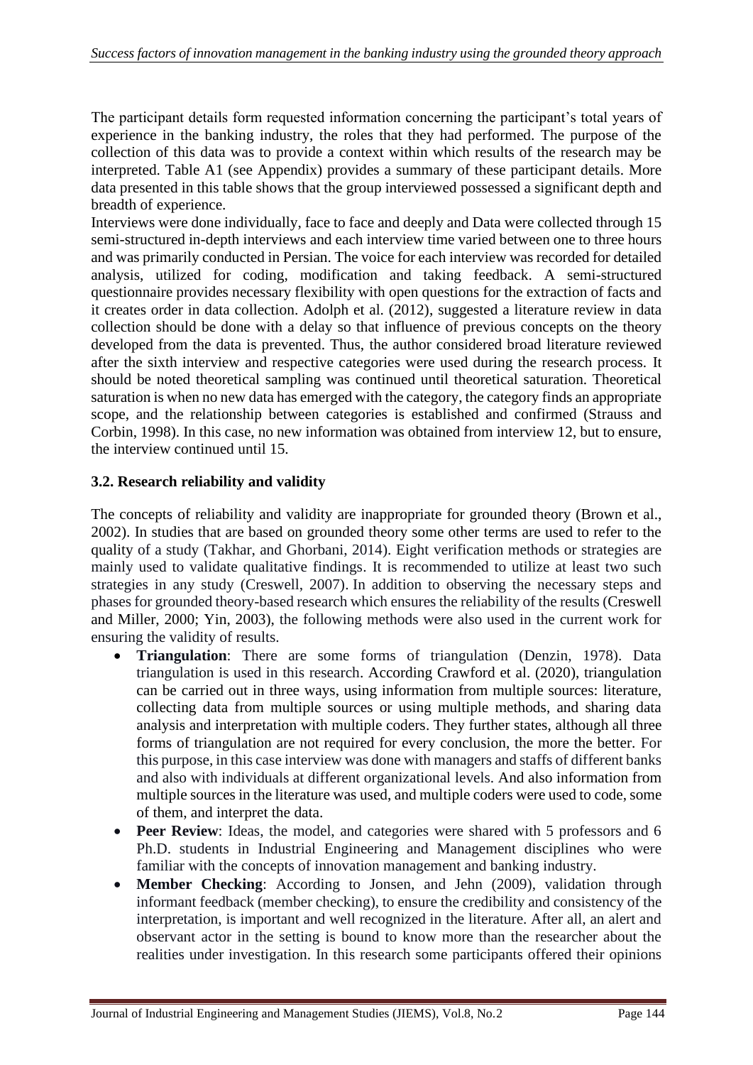The participant details form requested information concerning the participant's total years of experience in the banking industry, the roles that they had performed. The purpose of the collection of this data was to provide a context within which results of the research may be interpreted. Table A1 (see Appendix) provides a summary of these participant details. More data presented in this table shows that the group interviewed possessed a significant depth and breadth of experience.

Interviews were done individually, face to face and deeply and Data were collected through 15 semi-structured in-depth interviews and each interview time varied between one to three hours and was primarily conducted in Persian. The voice for each interview was recorded for detailed analysis, utilized for coding, modification and taking feedback. A semi-structured questionnaire provides necessary flexibility with open questions for the extraction of facts and it creates order in data collection. Adolph et al. (2012), suggested a literature review in data collection should be done with a delay so that influence of previous concepts on the theory developed from the data is prevented. Thus, the author considered broad literature reviewed after the sixth interview and respective categories were used during the research process. It should be noted theoretical sampling was continued until theoretical saturation. Theoretical saturation is when no new data has emerged with the category, the category finds an appropriate scope, and the relationship between categories is established and confirmed (Strauss and Corbin, 1998). In this case, no new information was obtained from interview 12, but to ensure, the interview continued until 15.

### 3.2. Research reliability and validity

The concepts of reliability and validity are inappropriate for grounded theory (Brown et al., 2002). In studies that are based on grounded theory some other terms are used to refer to the quality of a study (Takhar, and Ghorbani, 2014). Eight verification methods or strategies are mainly used to validate qualitative findings. It is recommended to utilize at least two such strategies in any study (Creswell, 2007). In addition to observing the necessary steps and phases for grounded theory-based research which ensures the reliability of the results (Creswell and Miller, 2000; Yin, 2003), the following methods were also used in the current work for ensuring the validity of results.

- **Triangulation**: There are some forms of triangulation (Denzin, 1978). Data triangulation is used in this research. According Crawford et al. (2020), triangulation can be carried out in three ways, using information from multiple sources: literature, collecting data from multiple sources or using multiple methods, and sharing data analysis and interpretation with multiple coders. They further states, although all three forms of triangulation are not required for every conclusion, the more the better. For this purpose, in this case interview was done with managers and staffs of different banks and also with individuals at different organizational levels. And also information from multiple sources in the literature was used, and multiple coders were used to code, some of them, and interpret the data.
- **Peer Review**: Ideas, the model, and categories were shared with 5 professors and 6 Ph.D. students in Industrial Engineering and Management disciplines who were familiar with the concepts of innovation management and banking industry.
- **Member Checking**: According to Jonsen, and Jehn (2009), validation through informant feedback (member checking), to ensure the credibility and consistency of the interpretation, is important and well recognized in the literature. After all, an alert and observant actor in the setting is bound to know more than the researcher about the realities under investigation. In this research some participants offered their opinions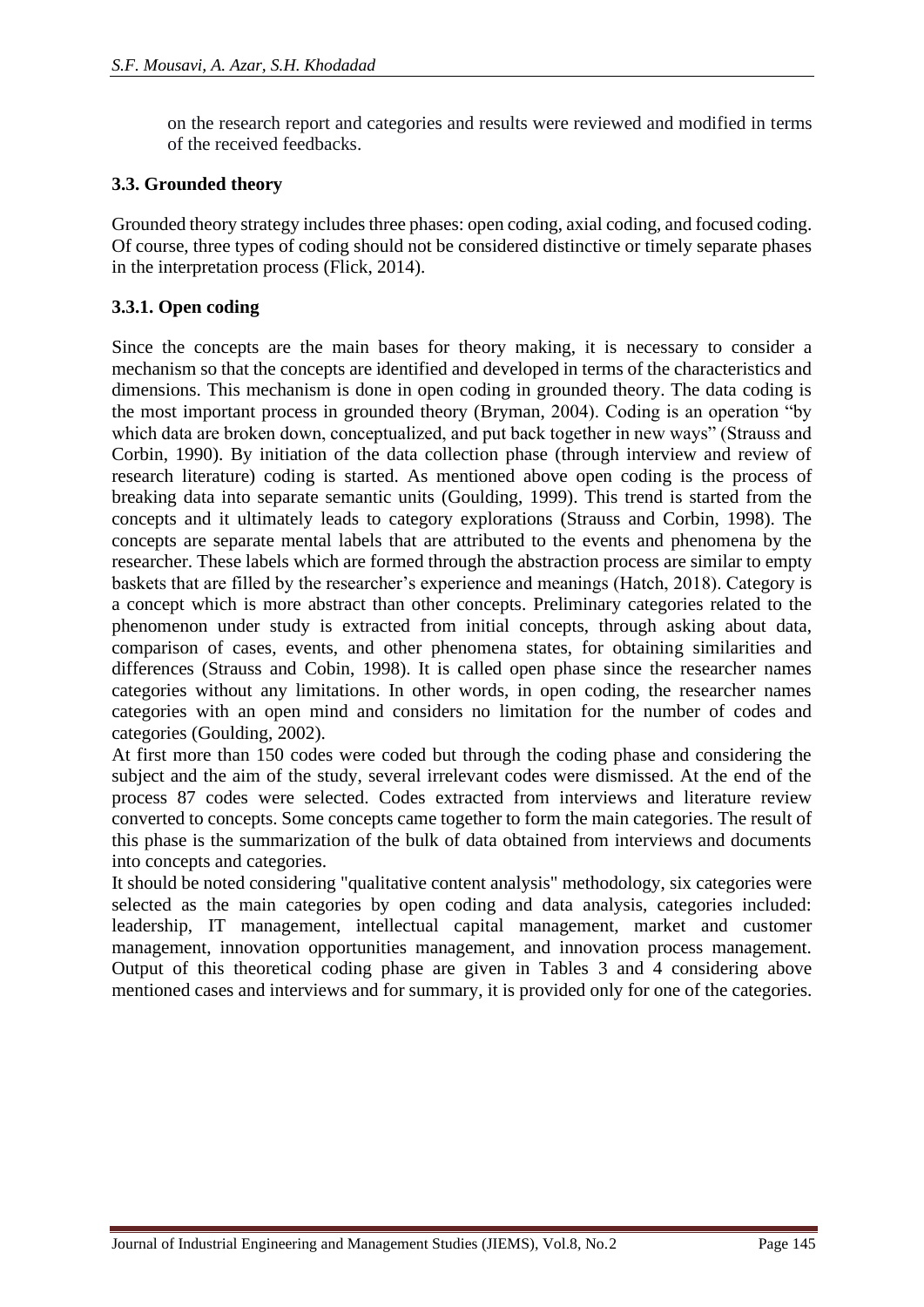on the research report and categories and results were reviewed and modified in terms of the received feedbacks.

### 3.3. Grounded theory

Grounded theory strategy includes three phases: open coding, axial coding, and focused coding. Of course, three types of coding should not be considered distinctive or timely separate phases in the interpretation process (Flick, 2014).

#### 3.3.1. Open coding

Since the concepts are the main bases for theory making, it is necessary to consider a mechanism so that the concepts are identified and developed in terms of the characteristics and dimensions. This mechanism is done in open coding in grounded theory. The data coding is the most important process in grounded theory (Bryman, 2004). Coding is an operation "by which data are broken down, conceptualized, and put back together in new ways" (Strauss and Corbin, 1990). By initiation of the data collection phase (through interview and review of research literature) coding is started. As mentioned above open coding is the process of breaking data into separate semantic units (Goulding, 1999). This trend is started from the concepts and it ultimately leads to category explorations (Strauss and Corbin, 1998). The concepts are separate mental labels that are attributed to the events and phenomena by the researcher. These labels which are formed through the abstraction process are similar to empty baskets that are filled by the researcher's experience and meanings (Hatch, 2018). Category is a concept which is more abstract than other concepts. Preliminary categories related to the phenomenon under study is extracted from initial concepts, through asking about data, comparison of cases, events, and other phenomena states, for obtaining similarities and differences (Strauss and Cobin, 1998). It is called open phase since the researcher names categories without any limitations. In other words, in open coding, the researcher names categories with an open mind and considers no limitation for the number of codes and categories (Goulding, 2002).

At first more than 150 codes were coded but through the coding phase and considering the subject and the aim of the study, several irrelevant codes were dismissed. At the end of the process 87 codes were selected. Codes extracted from interviews and literature review converted to concepts. Some concepts came together to form the main categories. The result of this phase is the summarization of the bulk of data obtained from interviews and documents into concepts and categories.

It should be noted considering "qualitative content analysis" methodology, six categories were selected as the main categories by open coding and data analysis, categories included: leadership, IT management, intellectual capital management, market and customer management, innovation opportunities management, and innovation process management. Output of this theoretical coding phase are given in Tables 3 and 4 considering above mentioned cases and interviews and for summary, it is provided only for one of the categories.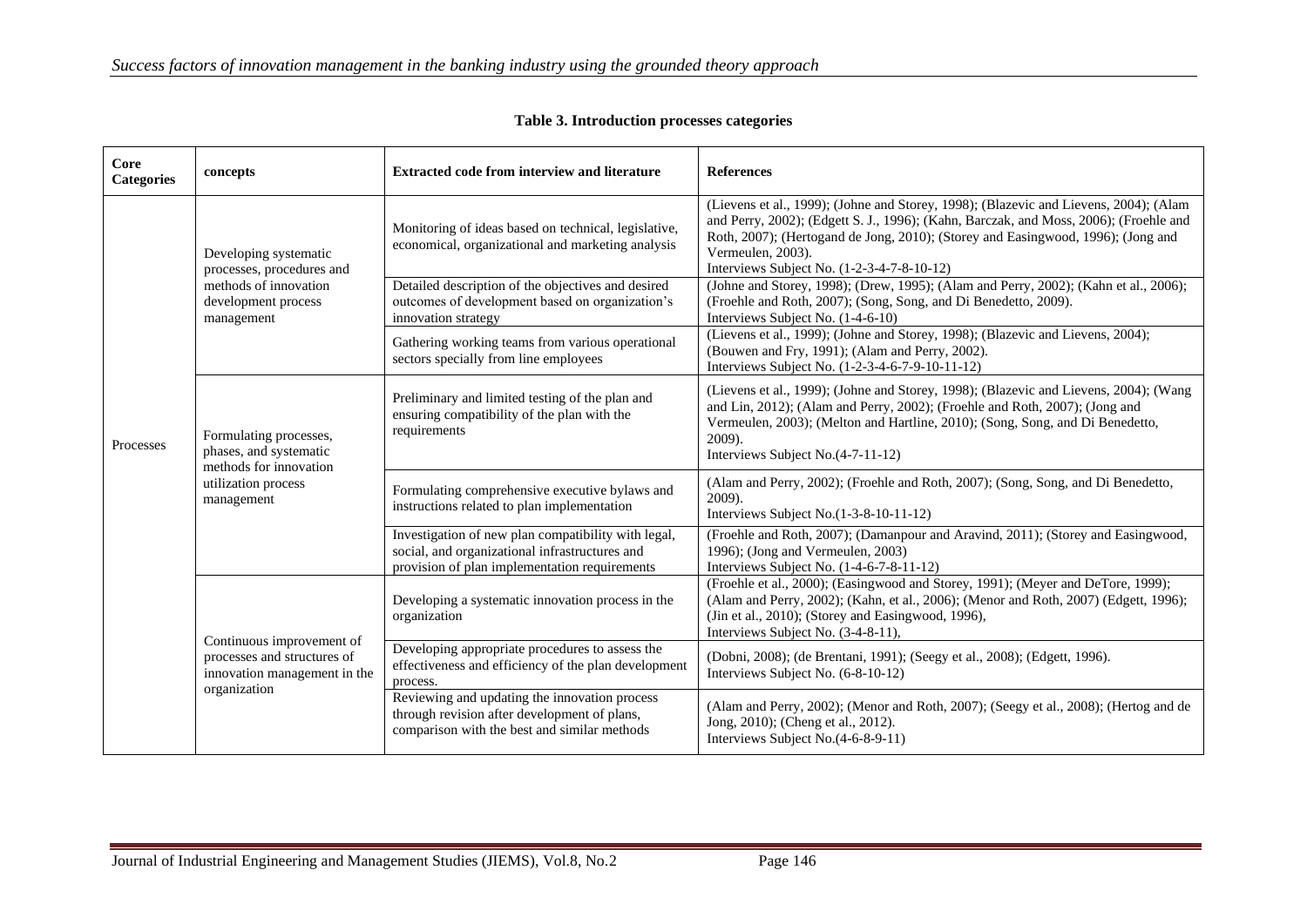**Table 3. Introduction processes categories**

| Core Categories | concepts | Extracted code from interview and literature | References |
|---|---|---|---|
| Processes | Developing systematic processes, procedures and methods of innovation development process management | Monitoring of ideas based on technical, legislative, economical, organizational and marketing analysis | (Lievens et al., 1999); (Johne and Storey, 1998); (Blazevic and Lievens, 2004); (Alam and Perry, 2002); (Edgett S. J., 1996); (Kahn, Barczak, and Moss, 2006); (Froehle and Roth, 2007); (Hertogand de Jong, 2010); (Storey and Easingwood, 1996); (Jong and Vermeulen, 2003). Interviews Subject No. (1-2-3-4-7-8-10-12) |
| | | Detailed description of the objectives and desired outcomes of development based on organization's innovation strategy | (Johne and Storey, 1998); (Drew, 1995); (Alam and Perry, 2002); (Kahn et al., 2006); (Froehle and Roth, 2007); (Song, Song, and Di Benedetto, 2009). Interviews Subject No. (1-4-6-10) |
| | | Gathering working teams from various operational sectors specially from line employees | (Lievens et al., 1999); (Johne and Storey, 1998); (Blazevic and Lievens, 2004); (Bouwen and Fry, 1991); (Alam and Perry, 2002). Interviews Subject No. (1-2-3-4-6-7-9-10-11-12) |
| | Formulating processes, phases, and systematic methods for innovation utilization process management | Preliminary and limited testing of the plan and ensuring compatibility of the plan with the requirements | (Lievens et al., 1999); (Johne and Storey, 1998); (Blazevic and Lievens, 2004); (Wang and Lin, 2012); (Alam and Perry, 2002); (Froehle and Roth, 2007); (Jong and Vermeulen, 2003); (Melton and Hartline, 2010); (Song, Song, and Di Benedetto, 2009). Interviews Subject No.(4-7-11-12) |
| | | Formulating comprehensive executive bylaws and instructions related to plan implementation | (Alam and Perry, 2002); (Froehle and Roth, 2007); (Song, Song, and Di Benedetto, 2009). Interviews Subject No.(1-3-8-10-11-12) |
| | | Investigation of new plan compatibility with legal, social, and organizational infrastructures and provision of plan implementation requirements | (Froehle and Roth, 2007); (Damanpour and Aravind, 2011); (Storey and Easingwood, 1996); (Jong and Vermeulen, 2003) Interviews Subject No. (1-4-6-7-8-11-12) |
| | Continuous improvement of processes and structures of innovation management in the organization | Developing a systematic innovation process in the organization | (Froehle et al., 2000); (Easingwood and Storey, 1991); (Meyer and DeTore, 1999); (Alam and Perry, 2002); (Kahn, et al., 2006); (Menor and Roth, 2007) (Edgett, 1996); (Jin et al., 2010); (Storey and Easingwood, 1996), Interviews Subject No. (3-4-8-11), |
| | | Developing appropriate procedures to assess the effectiveness and efficiency of the plan development process. | (Dobni, 2008); (de Brentani, 1991); (Seegy et al., 2008); (Edgett, 1996). Interviews Subject No. (6-8-10-12) |
| | | Reviewing and updating the innovation process through revision after development of plans, comparison with the best and similar methods | (Alam and Perry, 2002); (Menor and Roth, 2007); (Seegy et al., 2008); (Hertog and de Jong, 2010); (Cheng et al., 2012). Interviews Subject No.(4-6-8-9-11) |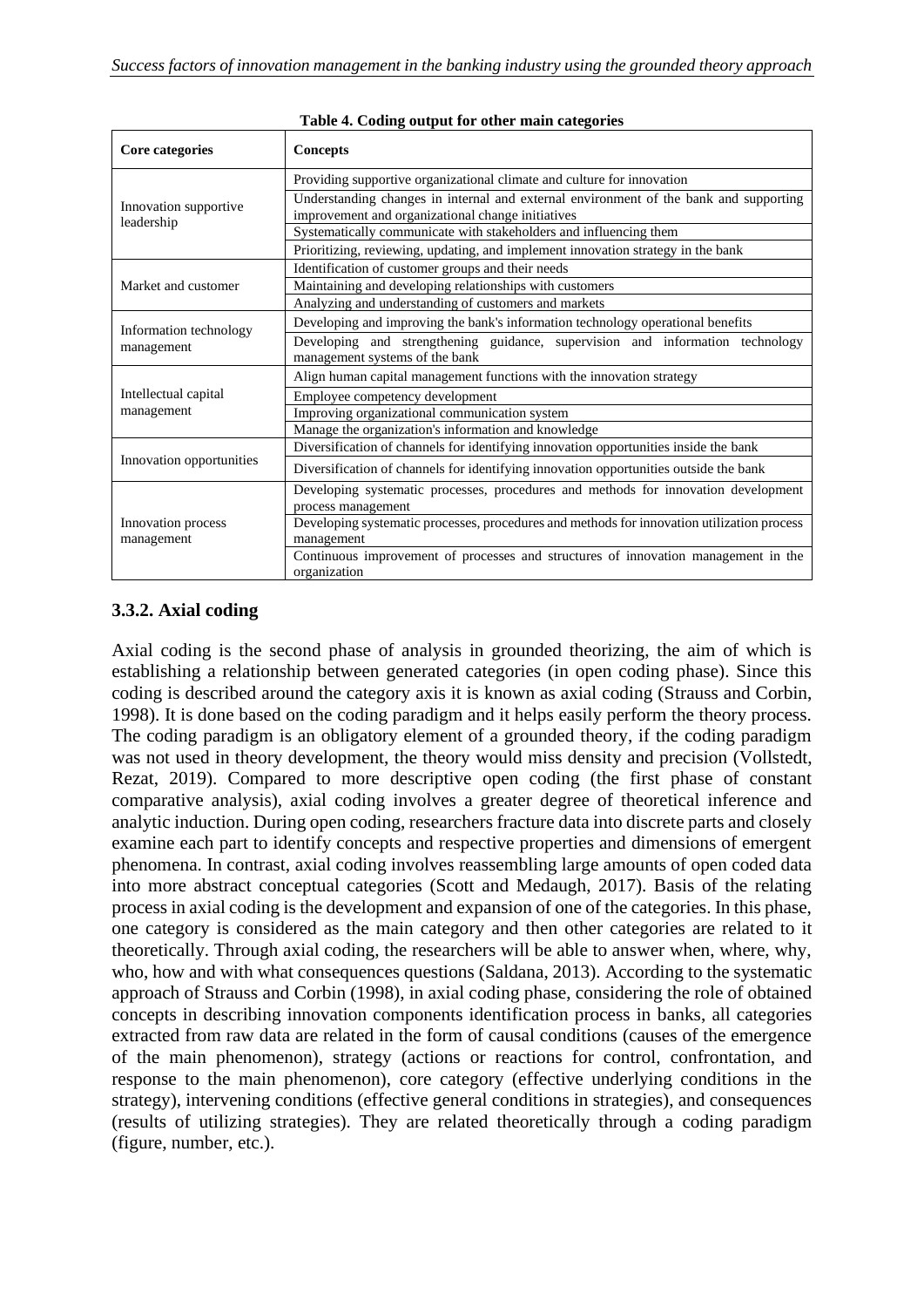**Table 4. Coding output for other main categories**

| Core categories | Concepts |
|---|---|
| Innovation supportive leadership | Providing supportive organizational climate and culture for innovation |
| | Understanding changes in internal and external environment of the bank and supporting improvement and organizational change initiatives |
| | Systematically communicate with stakeholders and influencing them |
| | Prioritizing, reviewing, updating, and implement innovation strategy in the bank |
| Market and customer | Identification of customer groups and their needs |
| | Maintaining and developing relationships with customers |
| | Analyzing and understanding of customers and markets |
| Information technology management | Developing and improving the bank's information technology operational benefits |
| | Developing and strengthening guidance, supervision and information technology management systems of the bank |
| Intellectual capital management | Align human capital management functions with the innovation strategy |
| | Employee competency development |
| | Improving organizational communication system |
| | Manage the organization's information and knowledge |
| Innovation opportunities | Diversification of channels for identifying innovation opportunities inside the bank |
| | Diversification of channels for identifying innovation opportunities outside the bank |
| Innovation process management | Developing systematic processes, procedures and methods for innovation development process management |
| | Developing systematic processes, procedures and methods for innovation utilization process management |
| | Continuous improvement of processes and structures of innovation management in the organization |

### 3.3.2. Axial coding

Axial coding is the second phase of analysis in grounded theorizing, the aim of which is establishing a relationship between generated categories (in open coding phase). Since this coding is described around the category axis it is known as axial coding (Strauss and Corbin, 1998). It is done based on the coding paradigm and it helps easily perform the theory process. The coding paradigm is an obligatory element of a grounded theory, if the coding paradigm was not used in theory development, the theory would miss density and precision (Vollstedt, Rezat, 2019). Compared to more descriptive open coding (the first phase of constant comparative analysis), axial coding involves a greater degree of theoretical inference and analytic induction. During open coding, researchers fracture data into discrete parts and closely examine each part to identify concepts and respective properties and dimensions of emergent phenomena. In contrast, axial coding involves reassembling large amounts of open coded data into more abstract conceptual categories (Scott and Medaugh, 2017). Basis of the relating process in axial coding is the development and expansion of one of the categories. In this phase, one category is considered as the main category and then other categories are related to it theoretically. Through axial coding, the researchers will be able to answer when, where, why, who, how and with what consequences questions (Saldana, 2013). According to the systematic approach of Strauss and Corbin (1998), in axial coding phase, considering the role of obtained concepts in describing innovation components identification process in banks, all categories extracted from raw data are related in the form of causal conditions (causes of the emergence of the main phenomenon), strategy (actions or reactions for control, confrontation, and response to the main phenomenon), core category (effective underlying conditions in the strategy), intervening conditions (effective general conditions in strategies), and consequences (results of utilizing strategies). They are related theoretically through a coding paradigm (figure, number, etc.).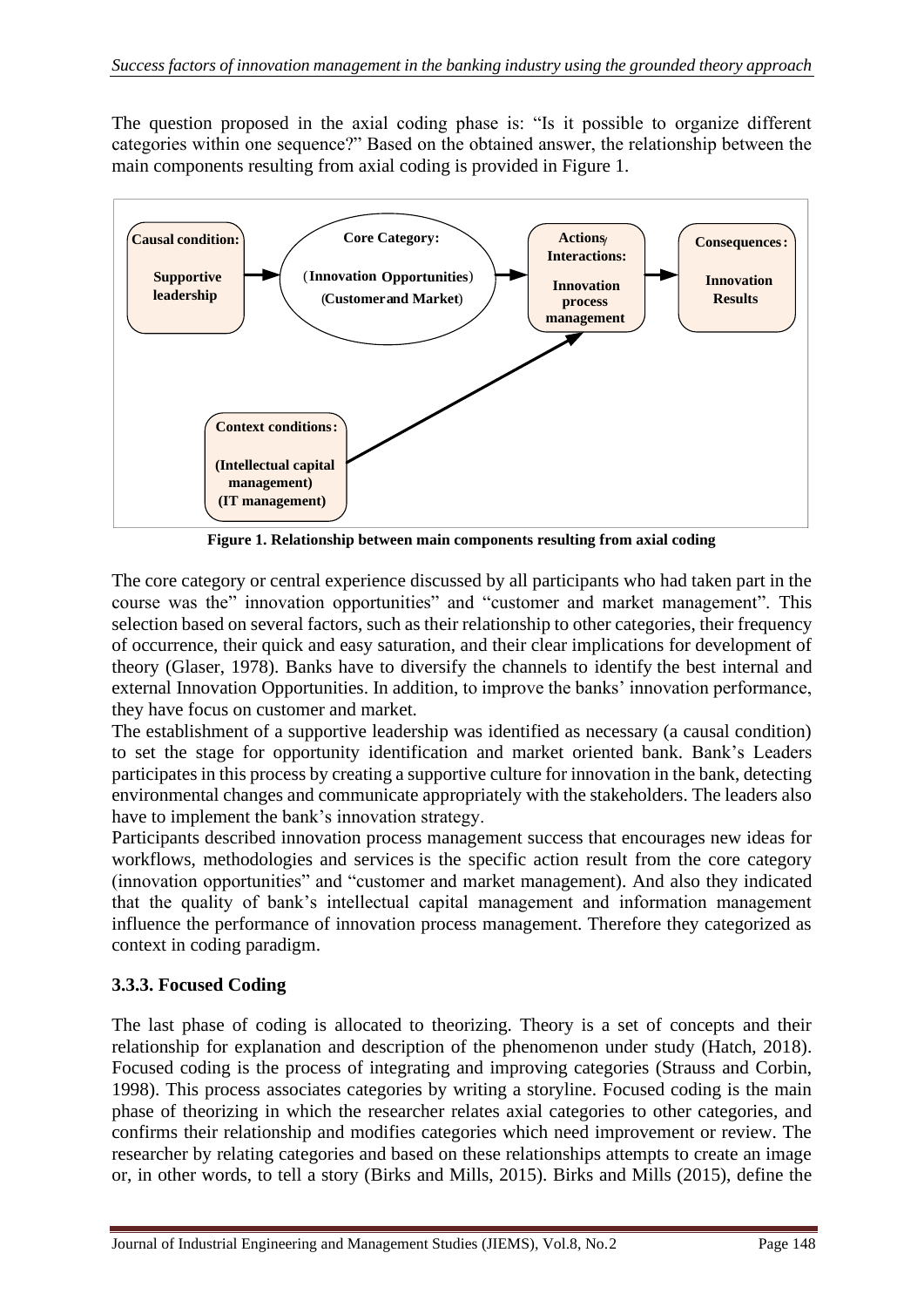The question proposed in the axial coding phase is: "Is it possible to organize different categories within one sequence?" Based on the obtained answer, the relationship between the main components resulting from axial coding is provided in Figure 1.

**Figure 1. Relationship between main components resulting from axial coding**

The core category or central experience discussed by all participants who had taken part in the course was the" innovation opportunities" and "customer and market management". This selection based on several factors, such as their relationship to other categories, their frequency of occurrence, their quick and easy saturation, and their clear implications for development of theory (Glaser, 1978). Banks have to diversify the channels to identify the best internal and external Innovation Opportunities. In addition, to improve the banks' innovation performance, they have focus on customer and market.

The establishment of a supportive leadership was identified as necessary (a causal condition) to set the stage for opportunity identification and market oriented bank. Bank's Leaders participates in this process by creating a supportive culture for innovation in the bank, detecting environmental changes and communicate appropriately with the stakeholders. The leaders also have to implement the bank's innovation strategy.

Participants described innovation process management success that encourages new ideas for workflows, methodologies and services is the specific action result from the core category (innovation opportunities" and "customer and market management). And also they indicated that the quality of bank's intellectual capital management and information management influence the performance of innovation process management. Therefore they categorized as context in coding paradigm.

### 3.3.3. Focused Coding

The last phase of coding is allocated to theorizing. Theory is a set of concepts and their relationship for explanation and description of the phenomenon under study (Hatch, 2018). Focused coding is the process of integrating and improving categories (Strauss and Corbin, 1998). This process associates categories by writing a storyline. Focused coding is the main phase of theorizing in which the researcher relates axial categories to other categories, and confirms their relationship and modifies categories which need improvement or review. The researcher by relating categories and based on these relationships attempts to create an image or, in other words, to tell a story (Birks and Mills, 2015). Birks and Mills (2015), define the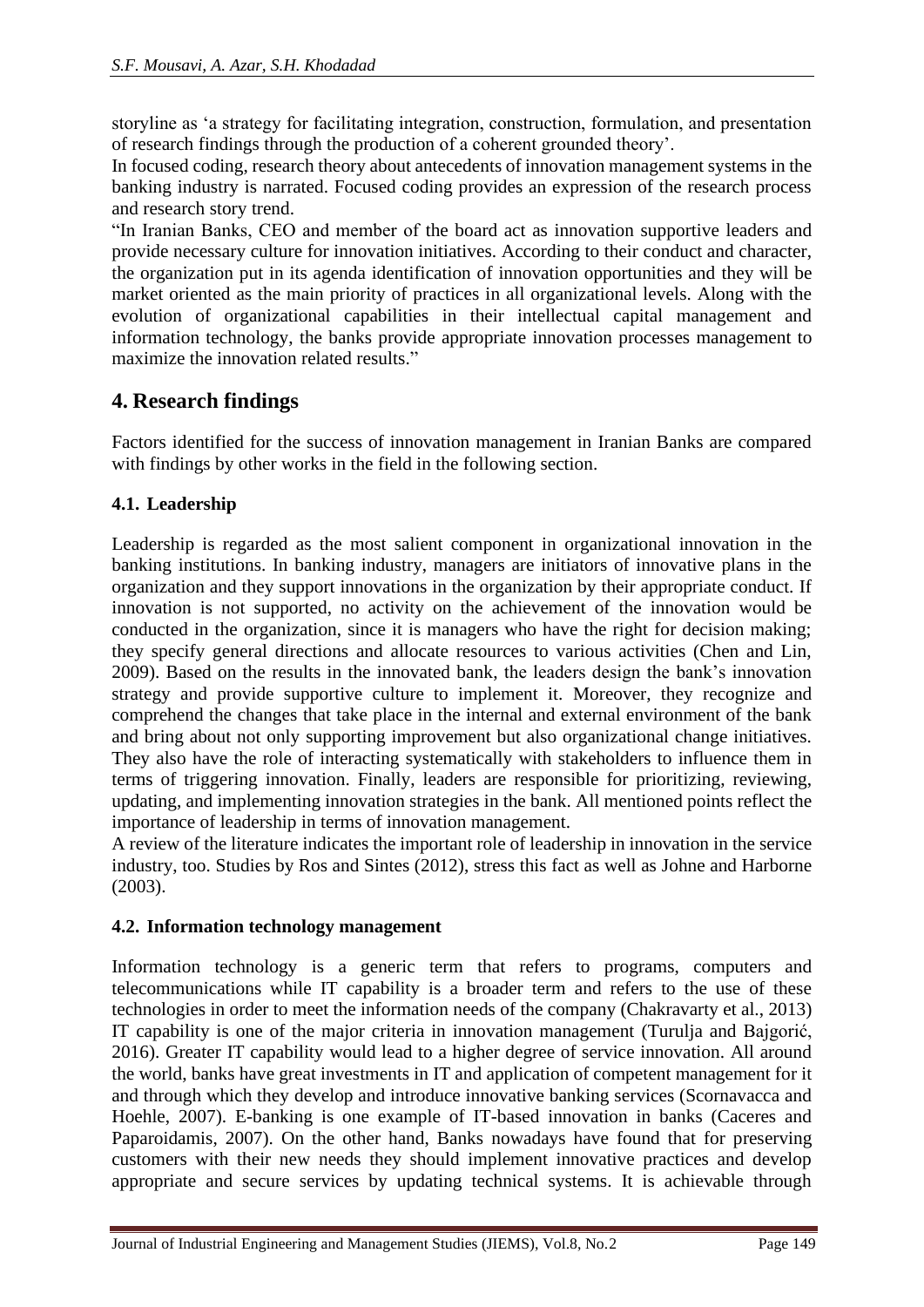storyline as 'a strategy for facilitating integration, construction, formulation, and presentation of research findings through the production of a coherent grounded theory'.

In focused coding, research theory about antecedents of innovation management systems in the banking industry is narrated. Focused coding provides an expression of the research process and research story trend.

"In Iranian Banks, CEO and member of the board act as innovation supportive leaders and provide necessary culture for innovation initiatives. According to their conduct and character, the organization put in its agenda identification of innovation opportunities and they will be market oriented as the main priority of practices in all organizational levels. Along with the evolution of organizational capabilities in their intellectual capital management and information technology, the banks provide appropriate innovation processes management to maximize the innovation related results."

## 4. Research findings

Factors identified for the success of innovation management in Iranian Banks are compared with findings by other works in the field in the following section.

### 4.1. Leadership

Leadership is regarded as the most salient component in organizational innovation in the banking institutions. In banking industry, managers are initiators of innovative plans in the organization and they support innovations in the organization by their appropriate conduct. If innovation is not supported, no activity on the achievement of the innovation would be conducted in the organization, since it is managers who have the right for decision making; they specify general directions and allocate resources to various activities (Chen and Lin, 2009). Based on the results in the innovated bank, the leaders design the bank's innovation strategy and provide supportive culture to implement it. Moreover, they recognize and comprehend the changes that take place in the internal and external environment of the bank and bring about not only supporting improvement but also organizational change initiatives. They also have the role of interacting systematically with stakeholders to influence them in terms of triggering innovation. Finally, leaders are responsible for prioritizing, reviewing, updating, and implementing innovation strategies in the bank. All mentioned points reflect the importance of leadership in terms of innovation management.

A review of the literature indicates the important role of leadership in innovation in the service industry, too. Studies by Ros and Sintes (2012), stress this fact as well as Johne and Harborne (2003).

### 4.2. Information technology management

Information technology is a generic term that refers to programs, computers and telecommunications while IT capability is a broader term and refers to the use of these technologies in order to meet the information needs of the company (Chakravarty et al., 2013) IT capability is one of the major criteria in innovation management (Turulja and Bajgorić, 2016). Greater IT capability would lead to a higher degree of service innovation. All around the world, banks have great investments in IT and application of competent management for it and through which they develop and introduce innovative banking services (Scornavacca and Hoehle, 2007). E-banking is one example of IT-based innovation in banks (Caceres and Paparoidamis, 2007). On the other hand, Banks nowadays have found that for preserving customers with their new needs they should implement innovative practices and develop appropriate and secure services by updating technical systems. It is achievable through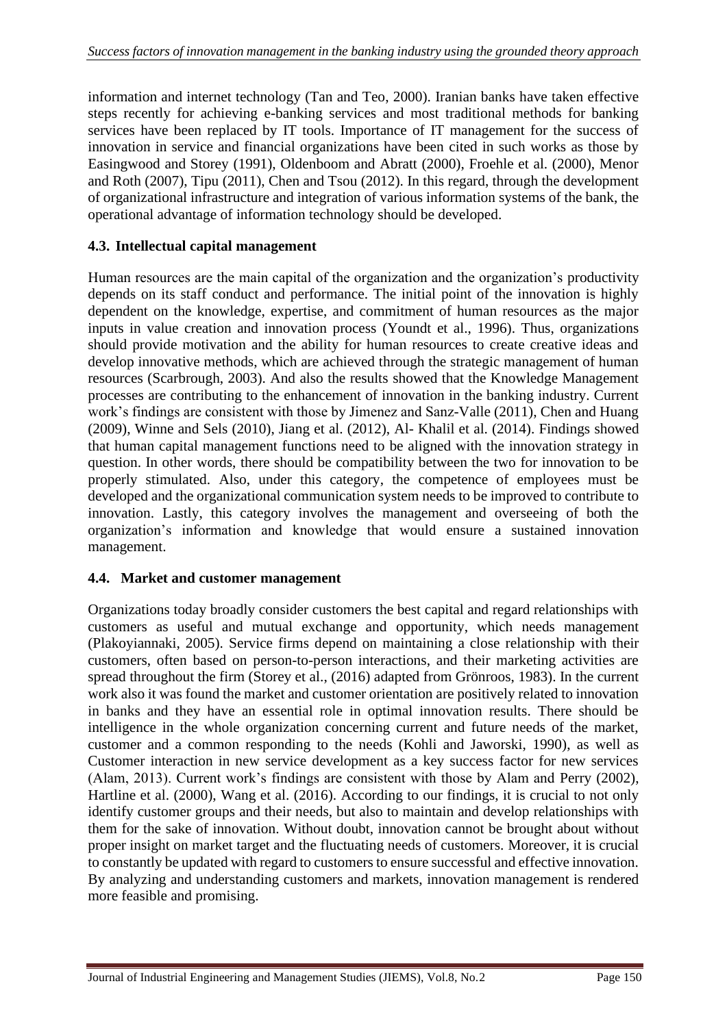information and internet technology (Tan and Teo, 2000). Iranian banks have taken effective steps recently for achieving e-banking services and most traditional methods for banking services have been replaced by IT tools. Importance of IT management for the success of innovation in service and financial organizations have been cited in such works as those by Easingwood and Storey (1991), Oldenboom and Abratt (2000), Froehle et al. (2000), Menor and Roth (2007), Tipu (2011), Chen and Tsou (2012). In this regard, through the development of organizational infrastructure and integration of various information systems of the bank, the operational advantage of information technology should be developed.

### 4.3. Intellectual capital management

Human resources are the main capital of the organization and the organization's productivity depends on its staff conduct and performance. The initial point of the innovation is highly dependent on the knowledge, expertise, and commitment of human resources as the major inputs in value creation and innovation process (Youndt et al., 1996). Thus, organizations should provide motivation and the ability for human resources to create creative ideas and develop innovative methods, which are achieved through the strategic management of human resources (Scarbrough, 2003). And also the results showed that the Knowledge Management processes are contributing to the enhancement of innovation in the banking industry. Current work's findings are consistent with those by Jimenez and Sanz-Valle (2011), Chen and Huang (2009), Winne and Sels (2010), Jiang et al. (2012), Al- Khalil et al. (2014). Findings showed that human capital management functions need to be aligned with the innovation strategy in question. In other words, there should be compatibility between the two for innovation to be properly stimulated. Also, under this category, the competence of employees must be developed and the organizational communication system needs to be improved to contribute to innovation. Lastly, this category involves the management and overseeing of both the organization's information and knowledge that would ensure a sustained innovation management.

### 4.4. Market and customer management

Organizations today broadly consider customers the best capital and regard relationships with customers as useful and mutual exchange and opportunity, which needs management (Plakoyiannaki, 2005). Service firms depend on maintaining a close relationship with their customers, often based on person-to-person interactions, and their marketing activities are spread throughout the firm (Storey et al., (2016) adapted from Grönroos, 1983). In the current work also it was found the market and customer orientation are positively related to innovation in banks and they have an essential role in optimal innovation results. There should be intelligence in the whole organization concerning current and future needs of the market, customer and a common responding to the needs (Kohli and Jaworski, 1990), as well as Customer interaction in new service development as a key success factor for new services (Alam, 2013). Current work's findings are consistent with those by Alam and Perry (2002), Hartline et al. (2000), Wang et al. (2016). According to our findings, it is crucial to not only identify customer groups and their needs, but also to maintain and develop relationships with them for the sake of innovation. Without doubt, innovation cannot be brought about without proper insight on market target and the fluctuating needs of customers. Moreover, it is crucial to constantly be updated with regard to customers to ensure successful and effective innovation. By analyzing and understanding customers and markets, innovation management is rendered more feasible and promising.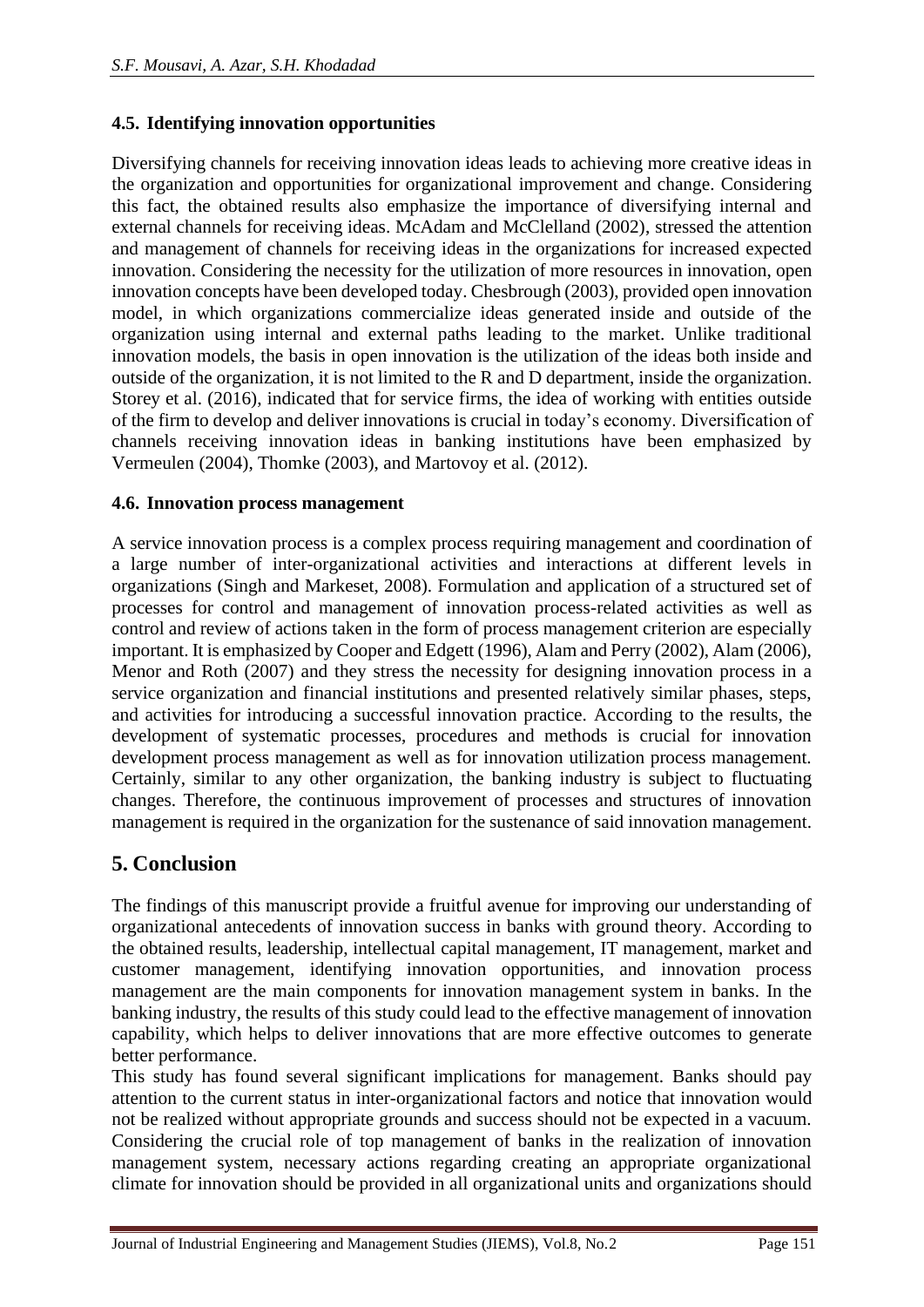### 4.5. Identifying innovation opportunities

Diversifying channels for receiving innovation ideas leads to achieving more creative ideas in the organization and opportunities for organizational improvement and change. Considering this fact, the obtained results also emphasize the importance of diversifying internal and external channels for receiving ideas. McAdam and McClelland (2002), stressed the attention and management of channels for receiving ideas in the organizations for increased expected innovation. Considering the necessity for the utilization of more resources in innovation, open innovation concepts have been developed today. Chesbrough (2003), provided open innovation model, in which organizations commercialize ideas generated inside and outside of the organization using internal and external paths leading to the market. Unlike traditional innovation models, the basis in open innovation is the utilization of the ideas both inside and outside of the organization, it is not limited to the R and D department, inside the organization. Storey et al. (2016), indicated that for service firms, the idea of working with entities outside of the firm to develop and deliver innovations is crucial in today's economy. Diversification of channels receiving innovation ideas in banking institutions have been emphasized by Vermeulen (2004), Thomke (2003), and Martovoy et al. (2012).

### 4.6. Innovation process management

A service innovation process is a complex process requiring management and coordination of a large number of inter-organizational activities and interactions at different levels in organizations (Singh and Markeset, 2008). Formulation and application of a structured set of processes for control and management of innovation process-related activities as well as control and review of actions taken in the form of process management criterion are especially important. It is emphasized by Cooper and Edgett (1996), Alam and Perry (2002), Alam (2006), Menor and Roth (2007) and they stress the necessity for designing innovation process in a service organization and financial institutions and presented relatively similar phases, steps, and activities for introducing a successful innovation practice. According to the results, the development of systematic processes, procedures and methods is crucial for innovation development process management as well as for innovation utilization process management. Certainly, similar to any other organization, the banking industry is subject to fluctuating changes. Therefore, the continuous improvement of processes and structures of innovation management is required in the organization for the sustenance of said innovation management.

## 5. Conclusion

The findings of this manuscript provide a fruitful avenue for improving our understanding of organizational antecedents of innovation success in banks with ground theory. According to the obtained results, leadership, intellectual capital management, IT management, market and customer management, identifying innovation opportunities, and innovation process management are the main components for innovation management system in banks. In the banking industry, the results of this study could lead to the effective management of innovation capability, which helps to deliver innovations that are more effective outcomes to generate better performance.

This study has found several significant implications for management. Banks should pay attention to the current status in inter-organizational factors and notice that innovation would not be realized without appropriate grounds and success should not be expected in a vacuum. Considering the crucial role of top management of banks in the realization of innovation management system, necessary actions regarding creating an appropriate organizational climate for innovation should be provided in all organizational units and organizations should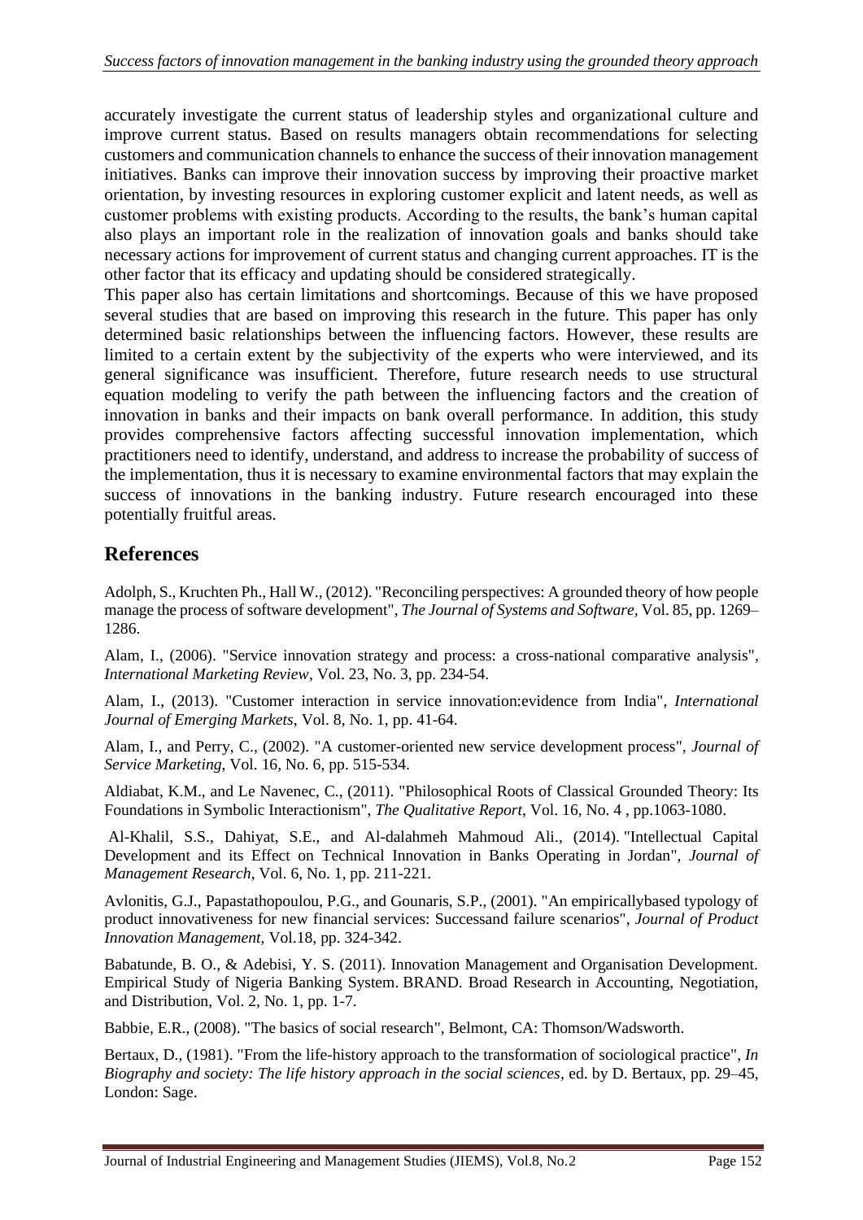accurately investigate the current status of leadership styles and organizational culture and improve current status. Based on results managers obtain recommendations for selecting customers and communication channels to enhance the success of their innovation management initiatives. Banks can improve their innovation success by improving their proactive market orientation, by investing resources in exploring customer explicit and latent needs, as well as customer problems with existing products. According to the results, the bank's human capital also plays an important role in the realization of innovation goals and banks should take necessary actions for improvement of current status and changing current approaches. IT is the other factor that its efficacy and updating should be considered strategically.

This paper also has certain limitations and shortcomings. Because of this we have proposed several studies that are based on improving this research in the future. This paper has only determined basic relationships between the influencing factors. However, these results are limited to a certain extent by the subjectivity of the experts who were interviewed, and its general significance was insufficient. Therefore, future research needs to use structural equation modeling to verify the path between the influencing factors and the creation of innovation in banks and their impacts on bank overall performance. In addition, this study provides comprehensive factors affecting successful innovation implementation, which practitioners need to identify, understand, and address to increase the probability of success of the implementation, thus it is necessary to examine environmental factors that may explain the success of innovations in the banking industry. Future research encouraged into these potentially fruitful areas.

## References

Adolph, S., Kruchten Ph., Hall W., (2012). "Reconciling perspectives: A grounded theory of how people manage the process of software development", *The Journal of Systems and Software*, Vol. 85, pp. 1269–1286.

Alam, I., (2006). "Service innovation strategy and process: a cross-national comparative analysis", *International Marketing Review*, Vol. 23, No. 3, pp. 234-54.

Alam, I., (2013). "Customer interaction in service innovation:evidence from India", *International Journal of Emerging Markets*, Vol. 8, No. 1, pp. 41-64.

Alam, I., and Perry, C., (2002). "A customer-oriented new service development process", *Journal of Service Marketing*, Vol. 16, No. 6, pp. 515-534.

Aldiabat, K.M., and Le Navenec, C., (2011). "Philosophical Roots of Classical Grounded Theory: Its Foundations in Symbolic Interactionism", *The Qualitative Report*, Vol. 16, No. 4 , pp.1063-1080.

Al-Khalil, S.S., Dahiyat, S.E., and Al-dalahmeh Mahmoud Ali., (2014). "Intellectual Capital Development and its Effect on Technical Innovation in Banks Operating in Jordan", *Journal of Management Research*, Vol. 6, No. 1, pp. 211-221.

Avlonitis, G.J., Papastathopoulou, P.G., and Gounaris, S.P., (2001). "An empiricallybased typology of product innovativeness for new financial services: Successand failure scenarios", *Journal of Product Innovation Management,* Vol.18, pp. 324-342.

Babatunde, B. O., & Adebisi, Y. S. (2011). Innovation Management and Organisation Development. Empirical Study of Nigeria Banking System. BRAND. Broad Research in Accounting, Negotiation, and Distribution, Vol. 2, No. 1, pp. 1-7.

Babbie, E.R., (2008). "The basics of social research", Belmont, CA: Thomson/Wadsworth.

Bertaux, D., (1981). "From the life-history approach to the transformation of sociological practice", *In Biography and society: The life history approach in the social sciences*, ed. by D. Bertaux, pp. 29–45, London: Sage.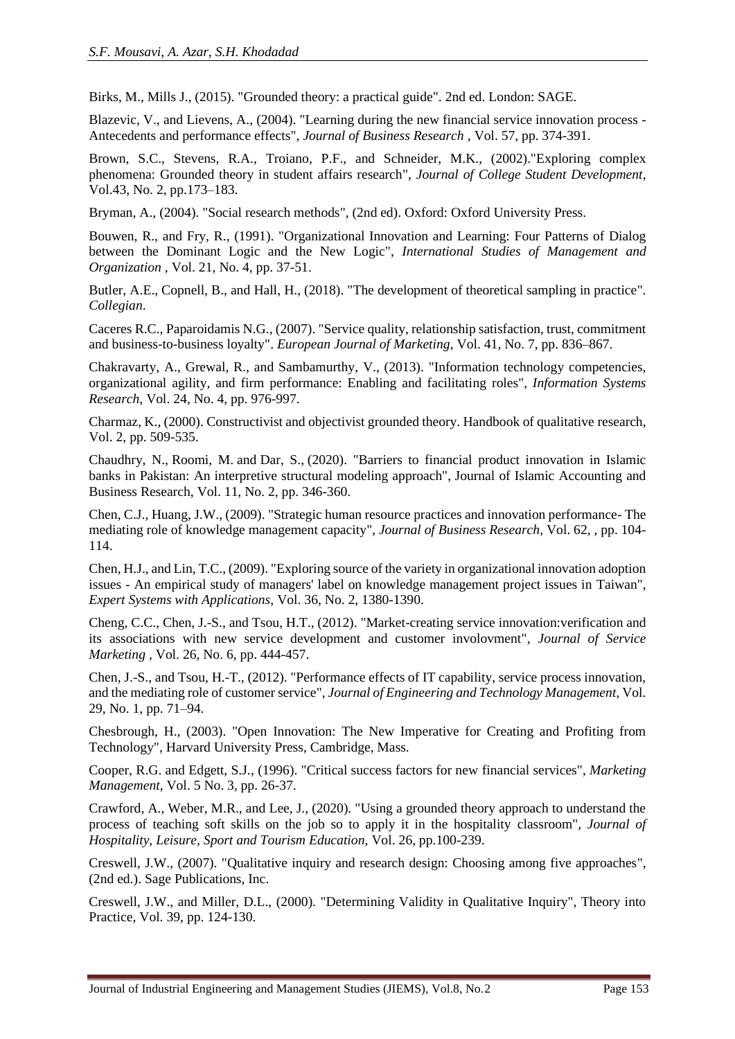Birks, M., Mills J., (2015). "Grounded theory: a practical guide". 2nd ed. London: SAGE.

Blazevic, V., and Lievens, A., (2004). "Learning during the new financial service innovation process - Antecedents and performance effects", *Journal of Business Research* , Vol. 57, pp. 374-391.

Brown, S.C., Stevens, R.A., Troiano, P.F., and Schneider, M.K., (2002)."Exploring complex phenomena: Grounded theory in student affairs research", *Journal of College Student Development*, Vol.43, No. 2, pp.173–183.

Bryman, A., (2004). "Social research methods", (2nd ed). Oxford: Oxford University Press.

Bouwen, R., and Fry, R., (1991). "Organizational Innovation and Learning: Four Patterns of Dialog between the Dominant Logic and the New Logic", *International Studies of Management and Organization* , Vol. 21, No. 4, pp. 37-51.

Butler, A.E., Copnell, B., and Hall, H., (2018). "The development of theoretical sampling in practice". *Collegian*.

Caceres R.C., Paparoidamis N.G., (2007). "Service quality, relationship satisfaction, trust, commitment and business-to-business loyalty". *European Journal of Marketing*, Vol. 41, No. 7, pp. 836–867.

Chakravarty, A., Grewal, R., and Sambamurthy, V., (2013). "Information technology competencies, organizational agility, and firm performance: Enabling and facilitating roles", *Information Systems Research*, Vol. 24, No. 4, pp. 976-997.

Charmaz, K., (2000). Constructivist and objectivist grounded theory. Handbook of qualitative research, Vol. 2, pp. 509-535.

Chaudhry, N., Roomi, M. and Dar, S., (2020). "Barriers to financial product innovation in Islamic banks in Pakistan: An interpretive structural modeling approach", Journal of Islamic Accounting and Business Research, Vol. 11, No. 2, pp. 346-360.

Chen, C.J., Huang, J.W., (2009). "Strategic human resource practices and innovation performance- The mediating role of knowledge management capacity", *Journal of Business Research*, Vol. 62, , pp. 104-114.

Chen, H.J., and Lin, T.C., (2009). "Exploring source of the variety in organizational innovation adoption issues - An empirical study of managers' label on knowledge management project issues in Taiwan", *Expert Systems with Applications*, Vol. 36, No. 2, 1380-1390.

Cheng, C.C., Chen, J.-S., and Tsou, H.T., (2012). "Market-creating service innovation:verification and its associations with new service development and customer involovment", *Journal of Service Marketing* , Vol. 26, No. 6, pp. 444-457.

Chen, J.-S., and Tsou, H.-T., (2012). "Performance effects of IT capability, service process innovation, and the mediating role of customer service", *Journal of Engineering and Technology Management*, Vol. 29, No. 1, pp. 71–94.

Chesbrough, H., (2003). "Open Innovation: The New Imperative for Creating and Profiting from Technology", Harvard University Press, Cambridge, Mass.

Cooper, R.G. and Edgett, S.J., (1996). "Critical success factors for new financial services", *Marketing Management*, Vol. 5 No. 3, pp. 26-37.

Crawford, A., Weber, M.R., and Lee, J., (2020). "Using a grounded theory approach to understand the process of teaching soft skills on the job so to apply it in the hospitality classroom", *Journal of Hospitality, Leisure, Sport and Tourism Education*, Vol. 26, pp.100-239.

Creswell, J.W., (2007). "Qualitative inquiry and research design: Choosing among five approaches", (2nd ed.). Sage Publications, Inc.

Creswell, J.W., and Miller, D.L., (2000). "Determining Validity in Qualitative Inquiry", Theory into Practice, Vol. 39, pp. 124-130.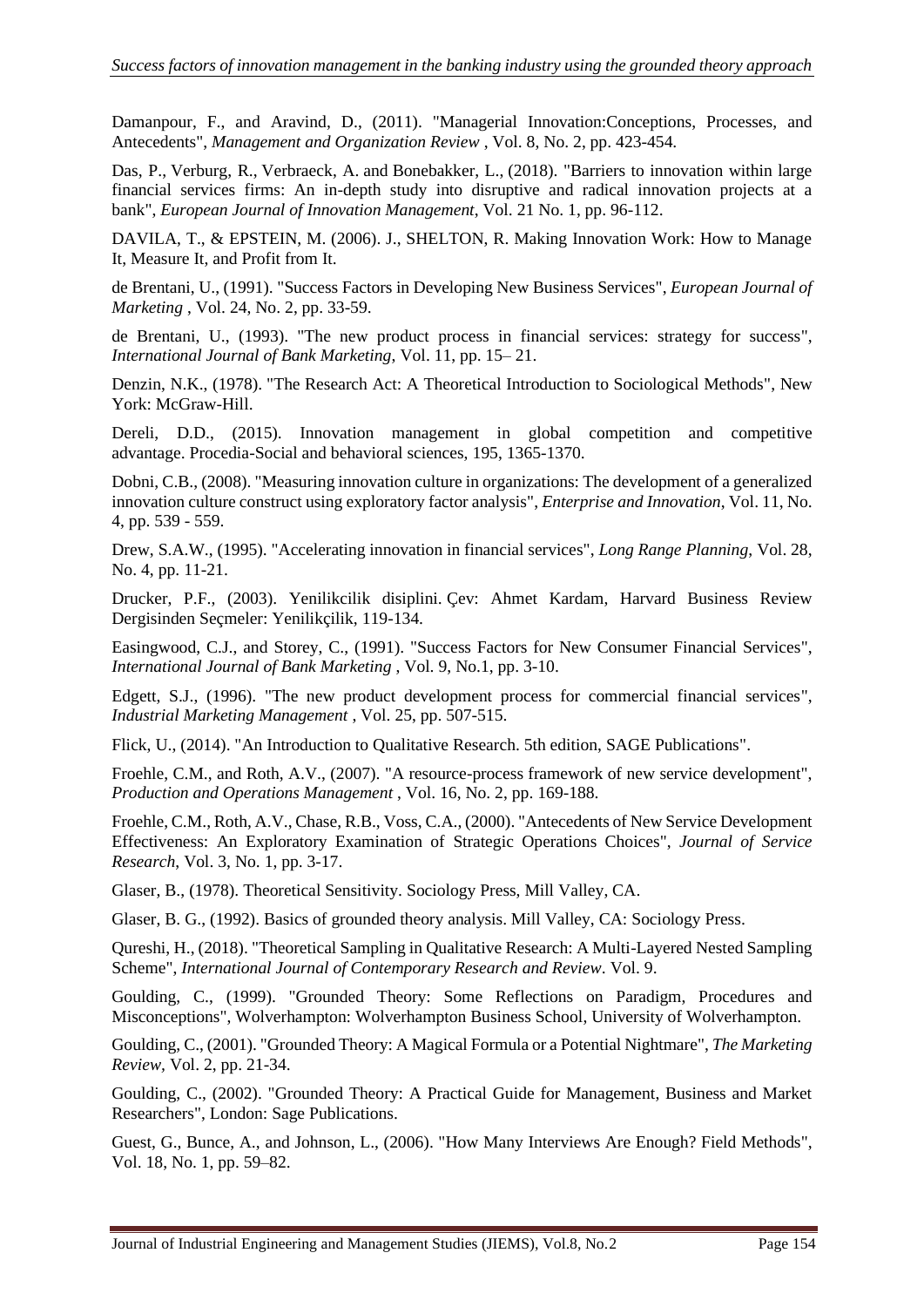Damanpour, F., and Aravind, D., (2011). "Managerial Innovation:Conceptions, Processes, and Antecedents", *Management and Organization Review* , Vol. 8, No. 2, pp. 423-454.

Das, P., Verburg, R., Verbraeck, A. and Bonebakker, L., (2018). "Barriers to innovation within large financial services firms: An in-depth study into disruptive and radical innovation projects at a bank", *European Journal of Innovation Management*, Vol. 21 No. 1, pp. 96-112.

DAVILA, T., & EPSTEIN, M. (2006). J., SHELTON, R. Making Innovation Work: How to Manage It, Measure It, and Profit from It.

de Brentani, U., (1991). "Success Factors in Developing New Business Services", *European Journal of Marketing* , Vol. 24, No. 2, pp. 33-59.

de Brentani, U., (1993). "The new product process in financial services: strategy for success", *International Journal of Bank Marketing*, Vol. 11, pp. 15– 21.

Denzin, N.K., (1978). "The Research Act: A Theoretical Introduction to Sociological Methods", New York: McGraw-Hill.

Dereli, D.D., (2015). Innovation management in global competition and competitive advantage. Procedia-Social and behavioral sciences, 195, 1365-1370.

Dobni, C.B., (2008). "Measuring innovation culture in organizations: The development of a generalized innovation culture construct using exploratory factor analysis", *Enterprise and Innovation*, Vol. 11, No. 4, pp. 539 - 559.

Drew, S.A.W., (1995). "Accelerating innovation in financial services", *Long Range Planning*, Vol. 28, No. 4, pp. 11-21.

Drucker, P.F., (2003). Yenilikcilik disiplini. Çev: Ahmet Kardam, Harvard Business Review Dergisinden Seçmeler: Yenilikçilik, 119-134.

Easingwood, C.J., and Storey, C., (1991). "Success Factors for New Consumer Financial Services", *International Journal of Bank Marketing* , Vol. 9, No.1, pp. 3-10.

Edgett, S.J., (1996). "The new product development process for commercial financial services", *Industrial Marketing Management* , Vol. 25, pp. 507-515.

Flick, U., (2014). "An Introduction to Qualitative Research. 5th edition, SAGE Publications".

Froehle, C.M., and Roth, A.V., (2007). "A resource-process framework of new service development", *Production and Operations Management* , Vol. 16, No. 2, pp. 169-188.

Froehle, C.M., Roth, A.V., Chase, R.B., Voss, C.A., (2000). "Antecedents of New Service Development Effectiveness: An Exploratory Examination of Strategic Operations Choices", *Journal of Service Research*, Vol. 3, No. 1, pp. 3-17.

Glaser, B., (1978). Theoretical Sensitivity. Sociology Press, Mill Valley, CA.

Glaser, B. G., (1992). Basics of grounded theory analysis. Mill Valley, CA: Sociology Press.

Qureshi, H., (2018). "Theoretical Sampling in Qualitative Research: A Multi-Layered Nested Sampling Scheme", *International Journal of Contemporary Research and Review*. Vol. 9.

Goulding, C., (1999). "Grounded Theory: Some Reflections on Paradigm, Procedures and Misconceptions", Wolverhampton: Wolverhampton Business School, University of Wolverhampton.

Goulding, C., (2001). "Grounded Theory: A Magical Formula or a Potential Nightmare", *The Marketing Review*, Vol. 2, pp. 21-34.

Goulding, C., (2002). "Grounded Theory: A Practical Guide for Management, Business and Market Researchers", London: Sage Publications.

Guest, G., Bunce, A., and Johnson, L., (2006). "How Many Interviews Are Enough? Field Methods", Vol. 18, No. 1, pp. 59–82.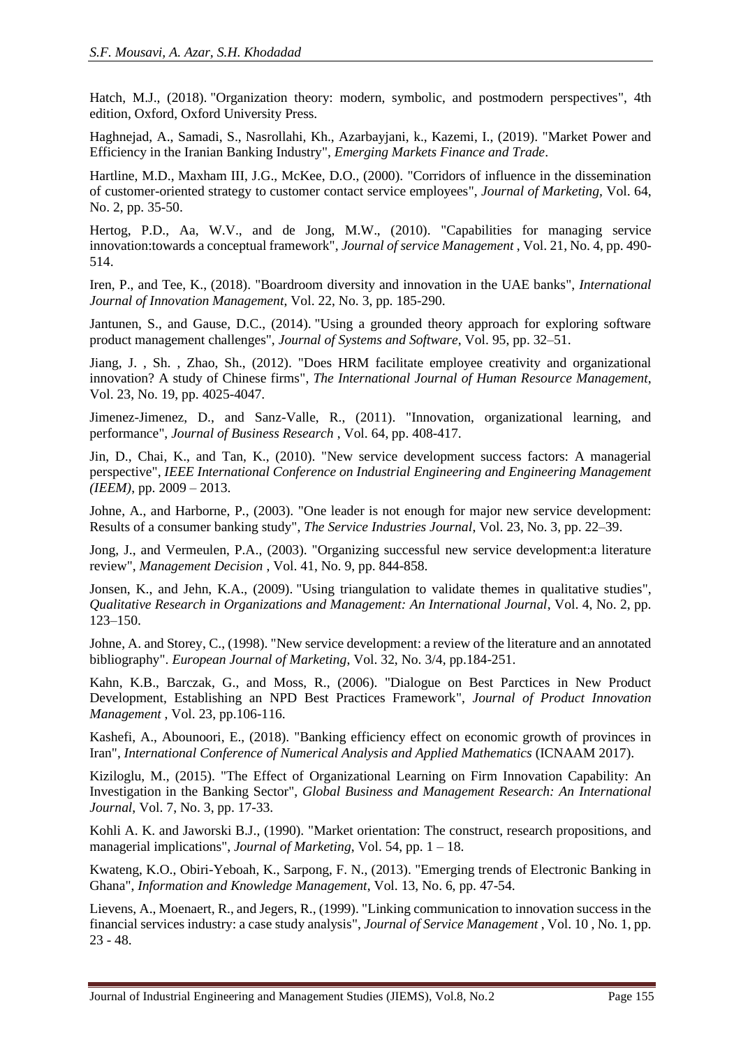Hatch, M.J., (2018). "Organization theory: modern, symbolic, and postmodern perspectives", 4th edition, Oxford, Oxford University Press.

Haghnejad, A., Samadi, S., Nasrollahi, Kh., Azarbayjani, k., Kazemi, I., (2019). "Market Power and Efficiency in the Iranian Banking Industry", *Emerging Markets Finance and Trade*.

Hartline, M.D., Maxham III, J.G., McKee, D.O., (2000). "Corridors of influence in the dissemination of customer-oriented strategy to customer contact service employees", *Journal of Marketing*, Vol. 64, No. 2, pp. 35-50.

Hertog, P.D., Aa, W.V., and de Jong, M.W., (2010). "Capabilities for managing service innovation:towards a conceptual framework", *Journal of service Management* , Vol. 21, No. 4, pp. 490-514.

Iren, P., and Tee, K., (2018). "Boardroom diversity and innovation in the UAE banks", *International Journal of Innovation Management*, Vol. 22, No. 3, pp. 185-290.

Jantunen, S., and Gause, D.C., (2014). "Using a grounded theory approach for exploring software product management challenges", *Journal of Systems and Software*, Vol. 95, pp. 32–51.

Jiang, J. , Sh. , Zhao, Sh., (2012). "Does HRM facilitate employee creativity and organizational innovation? A study of Chinese firms", *The International Journal of Human Resource Management*, Vol. 23, No. 19, pp. 4025-4047.

Jimenez-Jimenez, D., and Sanz-Valle, R., (2011). "Innovation, organizational learning, and performance", *Journal of Business Research* , Vol. 64, pp. 408-417.

Jin, D., Chai, K., and Tan, K., (2010). "New service development success factors: A managerial perspective", *IEEE International Conference on Industrial Engineering and Engineering Management (IEEM)*, pp. 2009 – 2013.

Johne, A., and Harborne, P., (2003). "One leader is not enough for major new service development: Results of a consumer banking study", *The Service Industries Journal*, Vol. 23, No. 3, pp. 22–39.

Jong, J., and Vermeulen, P.A., (2003). "Organizing successful new service development:a literature review", *Management Decision* , Vol. 41, No. 9, pp. 844-858.

Jonsen, K., and Jehn, K.A., (2009). "Using triangulation to validate themes in qualitative studies", *Qualitative Research in Organizations and Management: An International Journal*, Vol. 4, No. 2, pp. 123–150.

Johne, A. and Storey, C., (1998). "New service development: a review of the literature and an annotated bibliography". *European Journal of Marketing*, Vol. 32, No. 3/4, pp.184-251.

Kahn, K.B., Barczak, G., and Moss, R., (2006). "Dialogue on Best Parctices in New Product Development, Establishing an NPD Best Practices Framework", *Journal of Product Innovation Management* , Vol. 23, pp.106-116.

Kashefi, A., Abounoori, E., (2018). "Banking efficiency effect on economic growth of provinces in Iran", *International Conference of Numerical Analysis and Applied Mathematics* (ICNAAM 2017).

Kiziloglu, M., (2015). "The Effect of Organizational Learning on Firm Innovation Capability: An Investigation in the Banking Sector", *Global Business and Management Research: An International Journal*, Vol. 7, No. 3, pp. 17-33.

Kohli A. K. and Jaworski B.J., (1990). "Market orientation: The construct, research propositions, and managerial implications", *Journal of Marketing*, Vol. 54, pp. 1 – 18.

Kwateng, K.O., Obiri-Yeboah, K., Sarpong, F. N., (2013). "Emerging trends of Electronic Banking in Ghana", *Information and Knowledge Management*, Vol. 13, No. 6, pp. 47-54.

Lievens, A., Moenaert, R., and Jegers, R., (1999). "Linking communication to innovation success in the financial services industry: a case study analysis", *Journal of Service Management* , Vol. 10 , No. 1, pp. 23 - 48.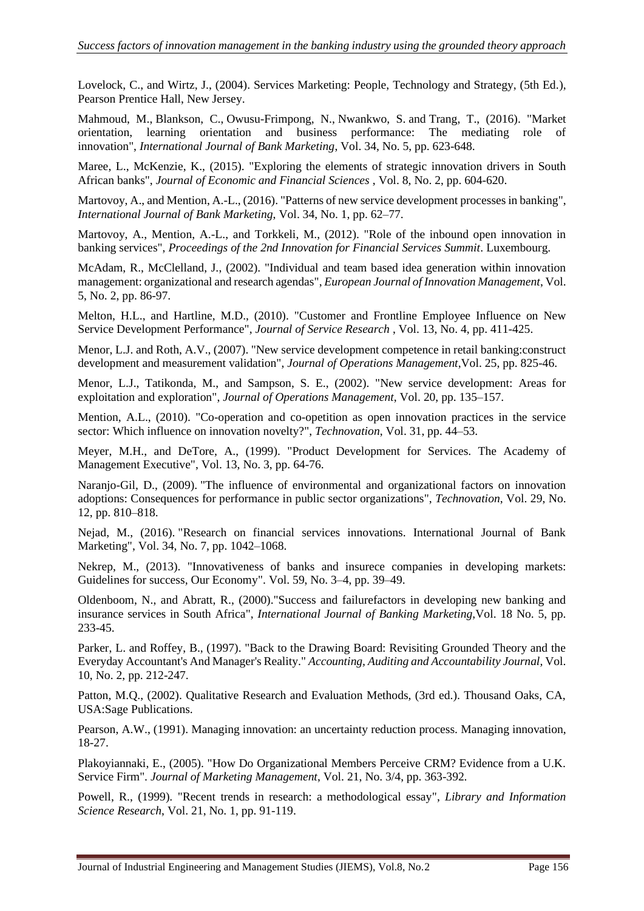Lovelock, C., and Wirtz, J., (2004). Services Marketing: People, Technology and Strategy, (5th Ed.), Pearson Prentice Hall, New Jersey.

Mahmoud, M., Blankson, C., Owusu-Frimpong, N., Nwankwo, S. and Trang, T., (2016). "Market orientation, learning orientation and business performance: The mediating role of innovation", *International Journal of Bank Marketing*, Vol. 34, No. 5, pp. 623-648.

Maree, L., McKenzie, K., (2015). "Exploring the elements of strategic innovation drivers in South African banks", *Journal of Economic and Financial Sciences* , Vol. 8, No. 2, pp. 604-620.

Martovoy, A., and Mention, A.-L., (2016). "Patterns of new service development processes in banking", *International Journal of Bank Marketing*, Vol. 34, No. 1, pp. 62–77.

Martovoy, A., Mention, A.-L., and Torkkeli, M., (2012). "Role of the inbound open innovation in banking services", *Proceedings of the 2nd Innovation for Financial Services Summit*. Luxembourg.

McAdam, R., McClelland, J., (2002). "Individual and team based idea generation within innovation management: organizational and research agendas", *European Journal of Innovation Management*, Vol. 5, No. 2, pp. 86-97.

Melton, H.L., and Hartline, M.D., (2010). "Customer and Frontline Employee Influence on New Service Development Performance", *Journal of Service Research* , Vol. 13, No. 4, pp. 411-425.

Menor, L.J. and Roth, A.V., (2007). "New service development competence in retail banking:construct development and measurement validation", *Journal of Operations Management*,Vol. 25, pp. 825-46.

Menor, L.J., Tatikonda, M., and Sampson, S. E., (2002). "New service development: Areas for exploitation and exploration", *Journal of Operations Management*, Vol. 20, pp. 135–157.

Mention, A.L., (2010). "Co-operation and co-opetition as open innovation practices in the service sector: Which influence on innovation novelty?", *Technovation*, Vol. 31, pp. 44–53.

Meyer, M.H., and DeTore, A., (1999). "Product Development for Services. The Academy of Management Executive", Vol. 13, No. 3, pp. 64-76.

Naranjo-Gil, D., (2009). "The influence of environmental and organizational factors on innovation adoptions: Consequences for performance in public sector organizations", *Technovation*, Vol. 29, No. 12, pp. 810–818.

Nejad, M., (2016). "Research on financial services innovations. International Journal of Bank Marketing", Vol. 34, No. 7, pp. 1042–1068.

Nekrep, M., (2013). "Innovativeness of banks and insurece companies in developing markets: Guidelines for success, Our Economy". Vol. 59, No. 3–4, pp. 39–49.

Oldenboom, N., and Abratt, R., (2000)."Success and failurefactors in developing new banking and insurance services in South Africa", *International Journal of Banking Marketing*,Vol. 18 No. 5, pp. 233-45.

Parker, L. and Roffey, B., (1997). "Back to the Drawing Board: Revisiting Grounded Theory and the Everyday Accountant's And Manager's Reality." *Accounting, Auditing and Accountability Journal*, Vol. 10, No. 2, pp. 212-247.

Patton, M.Q., (2002). Qualitative Research and Evaluation Methods, (3rd ed.). Thousand Oaks, CA, USA:Sage Publications.

Pearson, A.W., (1991). Managing innovation: an uncertainty reduction process. Managing innovation, 18-27.

Plakoyiannaki, E., (2005). "How Do Organizational Members Perceive CRM? Evidence from a U.K. Service Firm". *Journal of Marketing Management*, Vol. 21, No. 3/4, pp. 363-392.

Powell, R., (1999). "Recent trends in research: a methodological essay", *Library and Information Science Research*, Vol. 21, No. 1, pp. 91-119.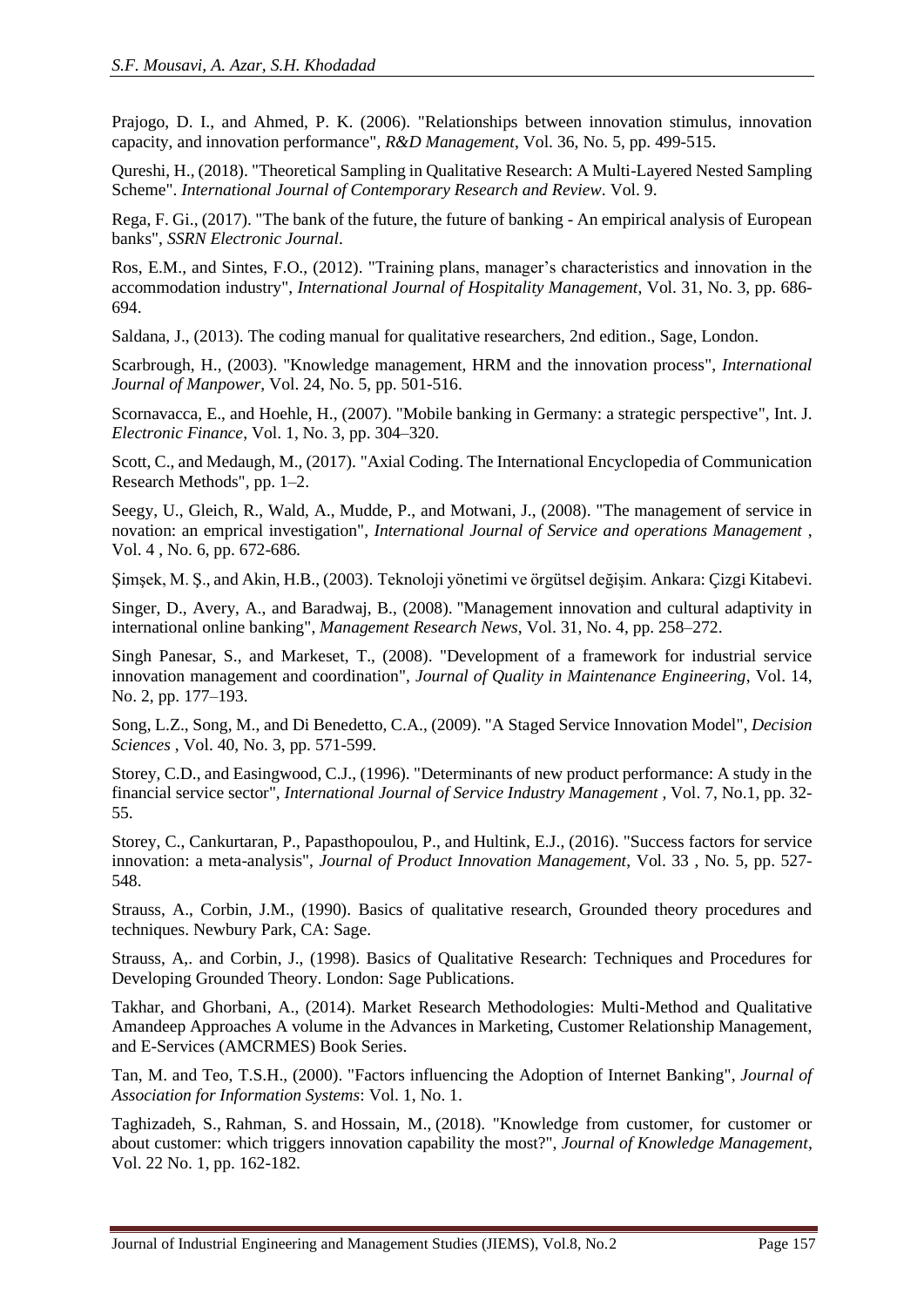Prajogo, D. I., and Ahmed, P. K. (2006). "Relationships between innovation stimulus, innovation capacity, and innovation performance", *R&D Management*, Vol. 36, No. 5, pp. 499-515.

Qureshi, H., (2018). "Theoretical Sampling in Qualitative Research: A Multi-Layered Nested Sampling Scheme". *International Journal of Contemporary Research and Review*. Vol. 9.

Rega, F. Gi., (2017). "The bank of the future, the future of banking - An empirical analysis of European banks", *SSRN Electronic Journal*.

Ros, E.M., and Sintes, F.O., (2012). "Training plans, manager's characteristics and innovation in the accommodation industry", *International Journal of Hospitality Management*, Vol. 31, No. 3, pp. 686-694.

Saldana, J., (2013). The coding manual for qualitative researchers, 2nd edition., Sage, London.

Scarbrough, H., (2003). "Knowledge management, HRM and the innovation process", *International Journal of Manpower*, Vol. 24, No. 5, pp. 501-516.

Scornavacca, E., and Hoehle, H., (2007). "Mobile banking in Germany: a strategic perspective", Int. J. *Electronic Finance*, Vol. 1, No. 3, pp. 304–320.

Scott, C., and Medaugh, M., (2017). "Axial Coding. The International Encyclopedia of Communication Research Methods", pp. 1–2.

Seegy, U., Gleich, R., Wald, A., Mudde, P., and Motwani, J., (2008). "The management of service in novation: an emprical investigation", *International Journal of Service and operations Management* , Vol. 4 , No. 6, pp. 672-686.

Şimşek, M. Ş., and Akin, H.B., (2003). Teknoloji yönetimi ve örgütsel değişim. Ankara: Çizgi Kitabevi.

Singer, D., Avery, A., and Baradwaj, B., (2008). "Management innovation and cultural adaptivity in international online banking", *Management Research News*, Vol. 31, No. 4, pp. 258–272.

Singh Panesar, S., and Markeset, T., (2008). "Development of a framework for industrial service innovation management and coordination", *Journal of Quality in Maintenance Engineering*, Vol. 14, No. 2, pp. 177–193.

Song, L.Z., Song, M., and Di Benedetto, C.A., (2009). "A Staged Service Innovation Model", *Decision Sciences* , Vol. 40, No. 3, pp. 571-599.

Storey, C.D., and Easingwood, C.J., (1996). "Determinants of new product performance: A study in the financial service sector", *International Journal of Service Industry Management* , Vol. 7, No.1, pp. 32-55.

Storey, C., Cankurtaran, P., Papasthopoulou, P., and Hultink, E.J., (2016). "Success factors for service innovation: a meta-analysis", *Journal of Product Innovation Management*, Vol. 33 , No. 5, pp. 527-548.

Strauss, A., Corbin, J.M., (1990). Basics of qualitative research, Grounded theory procedures and techniques. Newbury Park, CA: Sage.

Strauss, A,. and Corbin, J., (1998). Basics of Qualitative Research: Techniques and Procedures for Developing Grounded Theory. London: Sage Publications.

Takhar, and Ghorbani, A., (2014). Market Research Methodologies: Multi-Method and Qualitative Amandeep Approaches A volume in the Advances in Marketing, Customer Relationship Management, and E-Services (AMCRMES) Book Series.

Tan, M. and Teo, T.S.H., (2000). "Factors influencing the Adoption of Internet Banking", *Journal of Association for Information Systems*: Vol. 1, No. 1.

Taghizadeh, S., Rahman, S. and Hossain, M., (2018). "Knowledge from customer, for customer or about customer: which triggers innovation capability the most?", *Journal of Knowledge Management*, Vol. 22 No. 1, pp. 162-182.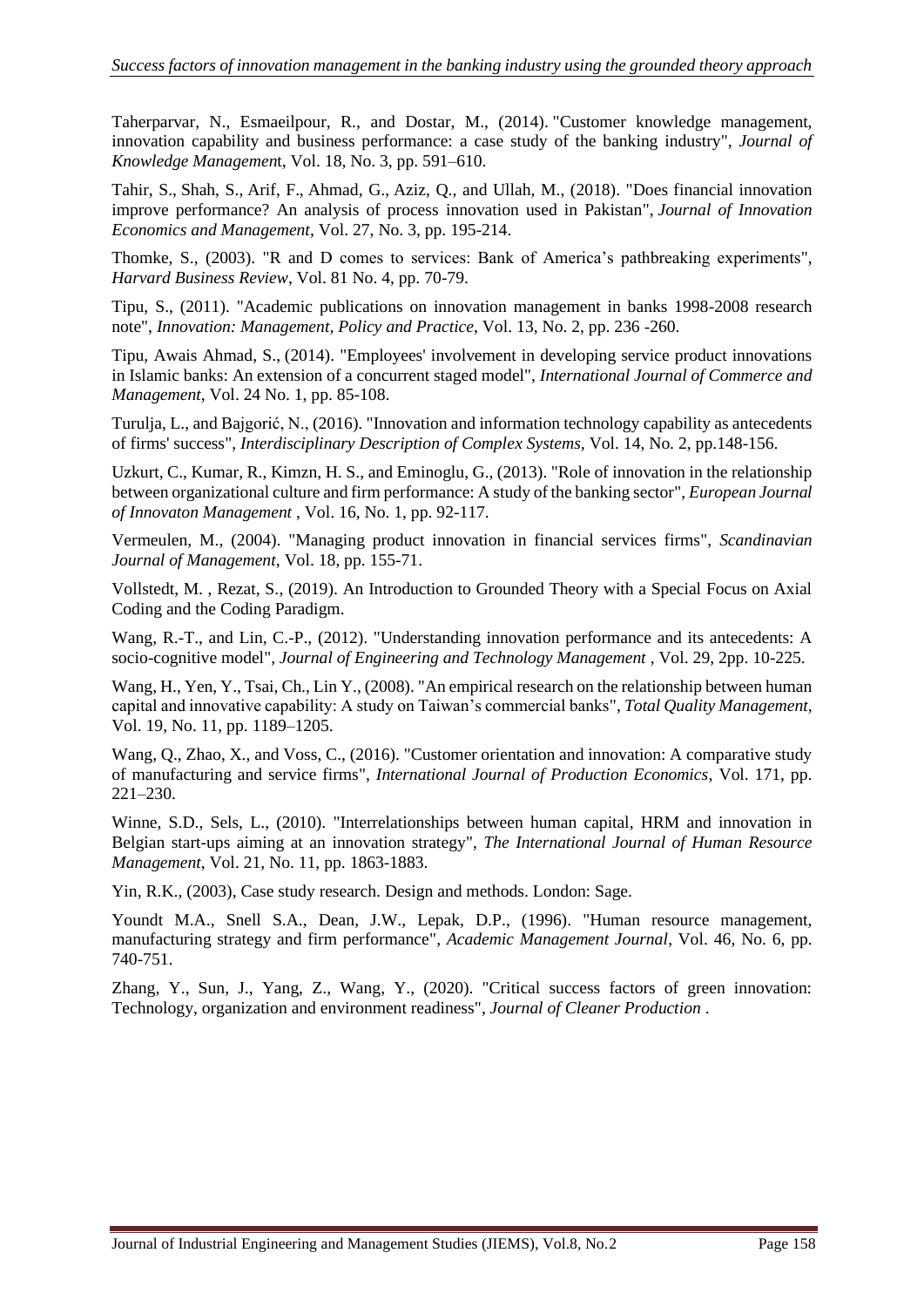Taherparvar, N., Esmaeilpour, R., and Dostar, M., (2014). "Customer knowledge management, innovation capability and business performance: a case study of the banking industry", *Journal of Knowledge Managemen*t, Vol. 18, No. 3, pp. 591–610.

Tahir, S., Shah, S., Arif, F., Ahmad, G., Aziz, Q., and Ullah, M., (2018). "Does financial innovation improve performance? An analysis of process innovation used in Pakistan", *Journal of Innovation Economics and Management*, Vol. 27, No. 3, pp. 195-214.

Thomke, S., (2003). "R and D comes to services: Bank of America's pathbreaking experiments", *Harvard Business Review*, Vol. 81 No. 4, pp. 70-79.

Tipu, S., (2011). "Academic publications on innovation management in banks 1998-2008 research note", *Innovation: Management, Policy and Practice*, Vol. 13, No. 2, pp. 236 -260.

Tipu, Awais Ahmad, S., (2014). "Employees' involvement in developing service product innovations in Islamic banks: An extension of a concurrent staged model", *International Journal of Commerce and Management*, Vol. 24 No. 1, pp. 85-108.

Turulja, L., and Bajgorić, N., (2016). "Innovation and information technology capability as antecedents of firms' success", *Interdisciplinary Description of Complex Systems*, Vol. 14, No. 2, pp.148-156.

Uzkurt, C., Kumar, R., Kimzn, H. S., and Eminoglu, G., (2013). "Role of innovation in the relationship between organizational culture and firm performance: A study of the banking sector", *European Journal of Innovaton Management* , Vol. 16, No. 1, pp. 92-117.

Vermeulen, M., (2004). "Managing product innovation in financial services firms", *Scandinavian Journal of Management*, Vol. 18, pp. 155-71.

Vollstedt, M. , Rezat, S., (2019). An Introduction to Grounded Theory with a Special Focus on Axial Coding and the Coding Paradigm.

Wang, R.-T., and Lin, C.-P., (2012). "Understanding innovation performance and its antecedents: A socio-cognitive model", *Journal of Engineering and Technology Management* , Vol. 29, 2pp. 10-225.

Wang, H., Yen, Y., Tsai, Ch., Lin Y., (2008). "An empirical research on the relationship between human capital and innovative capability: A study on Taiwan's commercial banks", *Total Quality Management*, Vol. 19, No. 11, pp. 1189–1205.

Wang, Q., Zhao, X., and Voss, C., (2016). "Customer orientation and innovation: A comparative study of manufacturing and service firms", *International Journal of Production Economics*, Vol. 171, pp. 221–230.

Winne, S.D., Sels, L., (2010). "Interrelationships between human capital, HRM and innovation in Belgian start-ups aiming at an innovation strategy", *The International Journal of Human Resource Management*, Vol. 21, No. 11, pp. 1863-1883.

Yin, R.K., (2003), Case study research. Design and methods. London: Sage.

Youndt M.A., Snell S.A., Dean, J.W., Lepak, D.P., (1996). "Human resource management, manufacturing strategy and firm performance", *Academic Management Journal*, Vol. 46, No. 6, pp. 740-751.

Zhang, Y., Sun, J., Yang, Z., Wang, Y., (2020). "Critical success factors of green innovation: Technology, organization and environment readiness", *Journal of Cleaner Production* .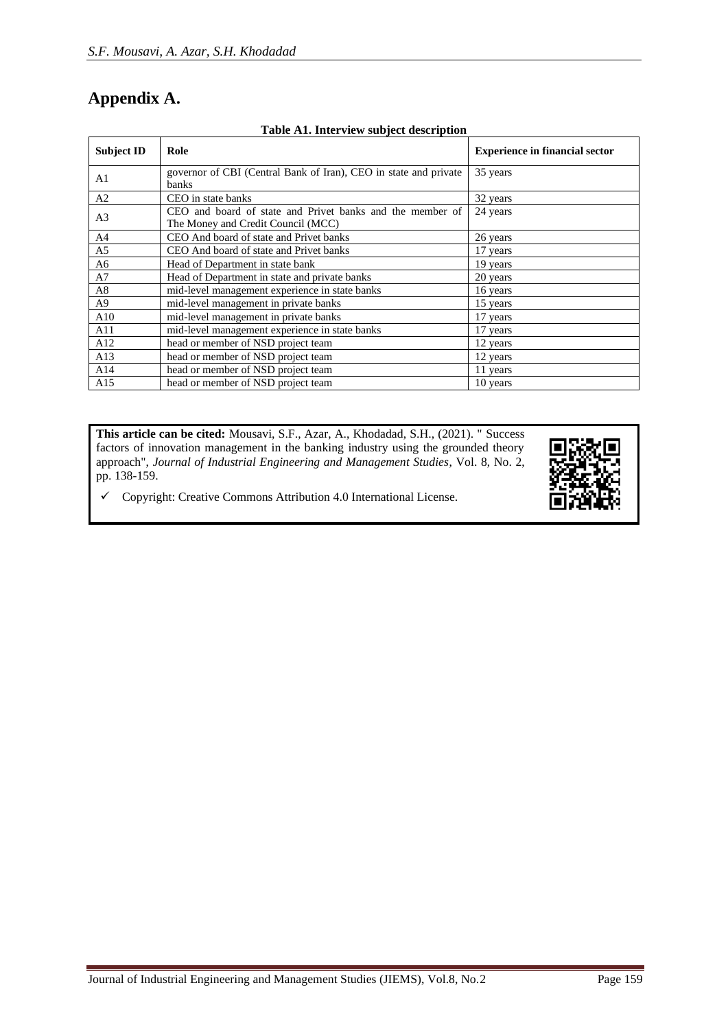# Appendix A.

**Table A1. Interview subject description**

| Subject ID | Role | Experience in financial sector |
|---|---|---|
| A1 | governor of CBI (Central Bank of Iran), CEO in state and private banks | 35 years |
| A2 | CEO in state banks | 32 years |
| A3 | CEO and board of state and Privet banks and the member of The Money and Credit Council (MCC) | 24 years |
| A4 | CEO And board of state and Privet banks | 26 years |
| A5 | CEO And board of state and Privet banks | 17 years |
| A6 | Head of Department in state bank | 19 years |
| A7 | Head of Department in state and private banks | 20 years |
| A8 | mid-level management experience in state banks | 16 years |
| A9 | mid-level management in private banks | 15 years |
| A10 | mid-level management in private banks | 17 years |
| A11 | mid-level management experience in state banks | 17 years |
| A12 | head or member of NSD project team | 12 years |
| A13 | head or member of NSD project team | 12 years |
| A14 | head or member of NSD project team | 11 years |
| A15 | head or member of NSD project team | 10 years |

**This article can be cited:** Mousavi, S.F., Azar, A., Khodadad, S.H., (2021). " Success factors of innovation management in the banking industry using the grounded theory approach", *Journal of Industrial Engineering and Management Studies*, Vol. 8, No. 2, pp. 138-159.

- ✓ Copyright: Creative Commons Attribution 4.0 International License.